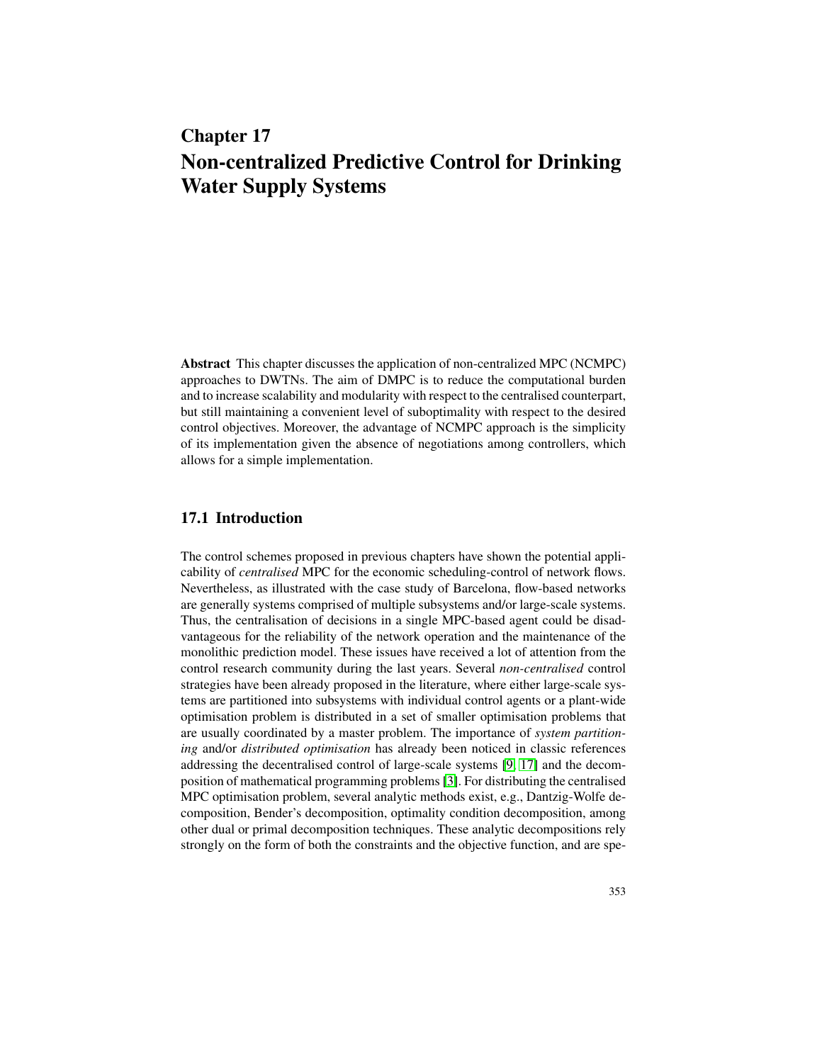# Chapter 17
# Non-centralized Predictive Control for Drinking Water Supply Systems

**Abstract** This chapter discusses the application of non-centralized MPC (NCMPC) approaches to DWTNs. The aim of DMPC is to reduce the computational burden and to increase scalability and modularity with respect to the centralised counterpart, but still maintaining a convenient level of suboptimality with respect to the desired control objectives. Moreover, the advantage of NCMPC approach is the simplicity of its implementation given the absence of negotiations among controllers, which allows for a simple implementation.

## 17.1 Introduction

The control schemes proposed in previous chapters have shown the potential applicability of *centralised* MPC for the economic scheduling-control of network flows. Nevertheless, as illustrated with the case study of Barcelona, flow-based networks are generally systems comprised of multiple subsystems and/or large-scale systems. Thus, the centralisation of decisions in a single MPC-based agent could be disadvantageous for the reliability of the network operation and the maintenance of the monolithic prediction model. These issues have received a lot of attention from the control research community during the last years. Several *non-centralised* control strategies have been already proposed in the literature, where either large-scale systems are partitioned into subsystems with individual control agents or a plant-wide optimisation problem is distributed in a set of smaller optimisation problems that are usually coordinated by a master problem. The importance of *system partitioning* and/or *distributed optimisation* has already been noticed in classic references addressing the decentralised control of large-scale systems [9, 17] and the decomposition of mathematical programming problems [3]. For distributing the centralised MPC optimisation problem, several analytic methods exist, e.g., Dantzig-Wolfe decomposition, Bender's decomposition, optimality condition decomposition, among other dual or primal decomposition techniques. These analytic decompositions rely strongly on the form of both the constraints and the objective function, and are spe-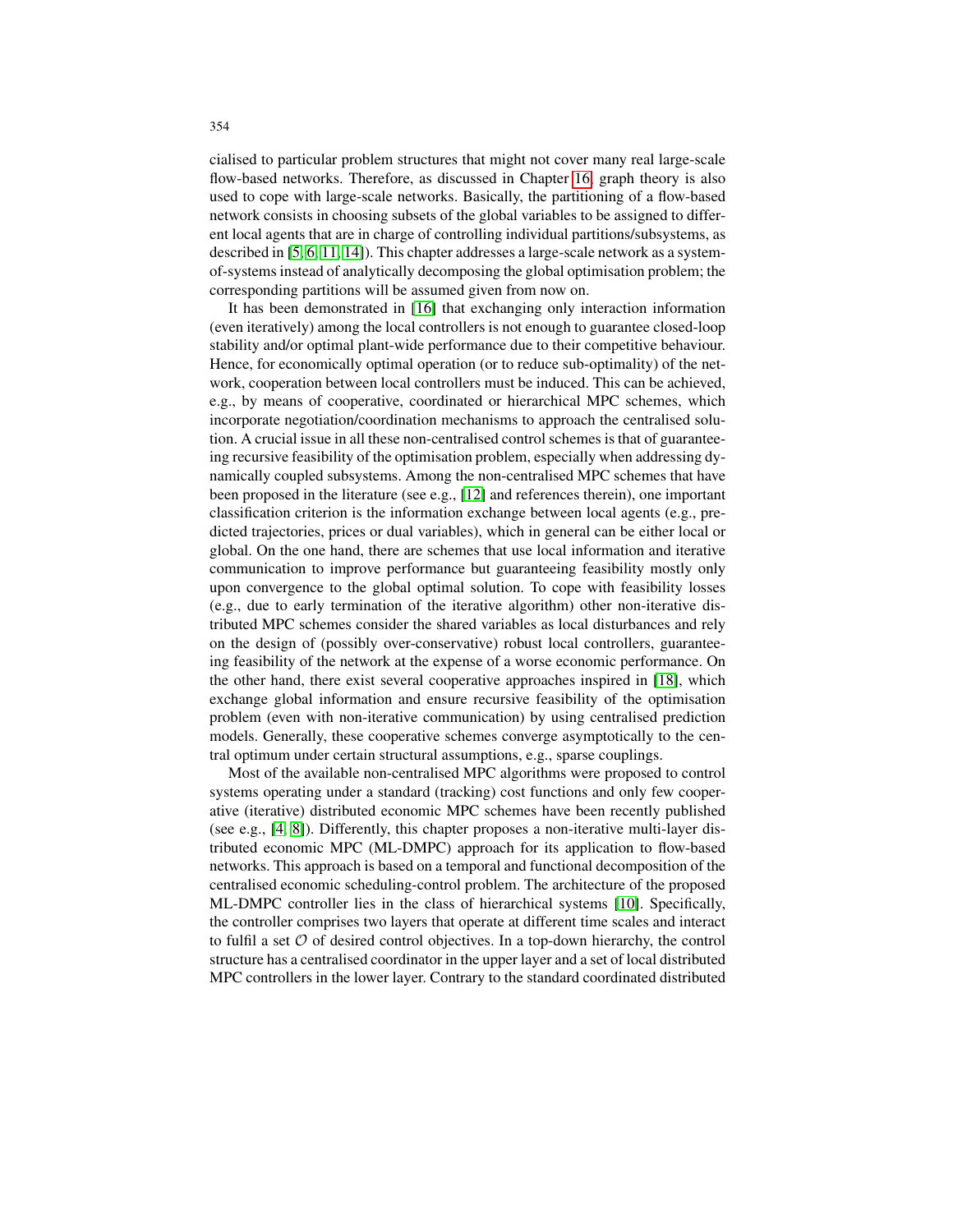cialised to particular problem structures that might not cover many real large-scale flow-based networks. Therefore, as discussed in Chapter 16, graph theory is also used to cope with large-scale networks. Basically, the partitioning of a flow-based network consists in choosing subsets of the global variables to be assigned to different local agents that are in charge of controlling individual partitions/subsystems, as described in [5, 6, 11, 14]). This chapter addresses a large-scale network as a system-of-systems instead of analytically decomposing the global optimisation problem; the corresponding partitions will be assumed given from now on.

It has been demonstrated in [16] that exchanging only interaction information (even iteratively) among the local controllers is not enough to guarantee closed-loop stability and/or optimal plant-wide performance due to their competitive behaviour. Hence, for economically optimal operation (or to reduce sub-optimality) of the network, cooperation between local controllers must be induced. This can be achieved, e.g., by means of cooperative, coordinated or hierarchical MPC schemes, which incorporate negotiation/coordination mechanisms to approach the centralised solution. A crucial issue in all these non-centralised control schemes is that of guaranteeing recursive feasibility of the optimisation problem, especially when addressing dynamically coupled subsystems. Among the non-centralised MPC schemes that have been proposed in the literature (see e.g., [12] and references therein), one important classification criterion is the information exchange between local agents (e.g., predicted trajectories, prices or dual variables), which in general can be either local or global. On the one hand, there are schemes that use local information and iterative communication to improve performance but guaranteeing feasibility mostly only upon convergence to the global optimal solution. To cope with feasibility losses (e.g., due to early termination of the iterative algorithm) other non-iterative distributed MPC schemes consider the shared variables as local disturbances and rely on the design of (possibly over-conservative) robust local controllers, guaranteeing feasibility of the network at the expense of a worse economic performance. On the other hand, there exist several cooperative approaches inspired in [18], which exchange global information and ensure recursive feasibility of the optimisation problem (even with non-iterative communication) by using centralised prediction models. Generally, these cooperative schemes converge asymptotically to the central optimum under certain structural assumptions, e.g., sparse couplings.

Most of the available non-centralised MPC algorithms were proposed to control systems operating under a standard (tracking) cost functions and only few cooperative (iterative) distributed economic MPC schemes have been recently published (see e.g., [4, 8]). Differently, this chapter proposes a non-iterative multi-layer distributed economic MPC (ML-DMPC) approach for its application to flow-based networks. This approach is based on a temporal and functional decomposition of the centralised economic scheduling-control problem. The architecture of the proposed ML-DMPC controller lies in the class of hierarchical systems [10]. Specifically, the controller comprises two layers that operate at different time scales and interact to fulfil a set $\mathcal{O}$ of desired control objectives. In a top-down hierarchy, the control structure has a centralised coordinator in the upper layer and a set of local distributed MPC controllers in the lower layer. Contrary to the standard coordinated distributed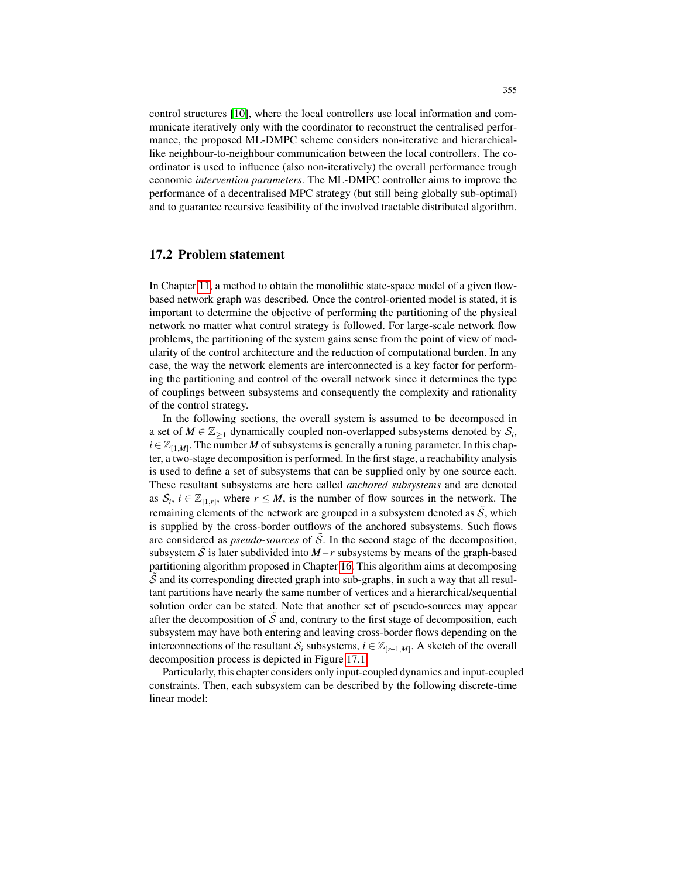control structures [10], where the local controllers use local information and communicate iteratively only with the coordinator to reconstruct the centralised performance, the proposed ML-DMPC scheme considers non-iterative and hierarchical-like neighbour-to-neighbour communication between the local controllers. The coordinator is used to influence (also non-iteratively) the overall performance trough economic *intervention parameters*. The ML-DMPC controller aims to improve the performance of a decentralised MPC strategy (but still being globally sub-optimal) and to guarantee recursive feasibility of the involved tractable distributed algorithm.

## 17.2 Problem statement

In Chapter 11, a method to obtain the monolithic state-space model of a given flow-based network graph was described. Once the control-oriented model is stated, it is important to determine the objective of performing the partitioning of the physical network no matter what control strategy is followed. For large-scale network flow problems, the partitioning of the system gains sense from the point of view of modularity of the control architecture and the reduction of computational burden. In any case, the way the network elements are interconnected is a key factor for performing the partitioning and control of the overall network since it determines the type of couplings between subsystems and consequently the complexity and rationality of the control strategy.

In the following sections, the overall system is assumed to be decomposed in a set of $M \in \mathbb{Z}_{\geq 1}$ dynamically coupled non-overlapped subsystems denoted by $\mathcal{S}_i$, $i \in \mathbb{Z}_{[1,M]}$. The number $M$ of subsystems is generally a tuning parameter. In this chapter, a two-stage decomposition is performed. In the first stage, a reachability analysis is used to define a set of subsystems that can be supplied only by one source each. These resultant subsystems are here called *anchored subsystems* and are denoted as $\mathcal{S}_i$, $i \in \mathbb{Z}_{[1,r]}$, where $r \leq M$, is the number of flow sources in the network. The remaining elements of the network are grouped in a subsystem denoted as $\tilde{\mathcal{S}}$, which is supplied by the cross-border outflows of the anchored subsystems. Such flows are considered as *pseudo-sources* of $\tilde{\mathcal{S}}$. In the second stage of the decomposition, subsystem $\tilde{\mathcal{S}}$ is later subdivided into $M-r$ subsystems by means of the graph-based partitioning algorithm proposed in Chapter 16. This algorithm aims at decomposing $\tilde{\mathcal{S}}$ and its corresponding directed graph into sub-graphs, in such a way that all resultant partitions have nearly the same number of vertices and a hierarchical/sequential solution order can be stated. Note that another set of pseudo-sources may appear after the decomposition of $\tilde{\mathcal{S}}$ and, contrary to the first stage of decomposition, each subsystem may have both entering and leaving cross-border flows depending on the interconnections of the resultant $\mathcal{S}_i$ subsystems, $i \in \mathbb{Z}_{[r+1,M]}$. A sketch of the overall decomposition process is depicted in Figure 17.1.

Particularly, this chapter considers only input-coupled dynamics and input-coupled constraints. Then, each subsystem can be described by the following discrete-time linear model: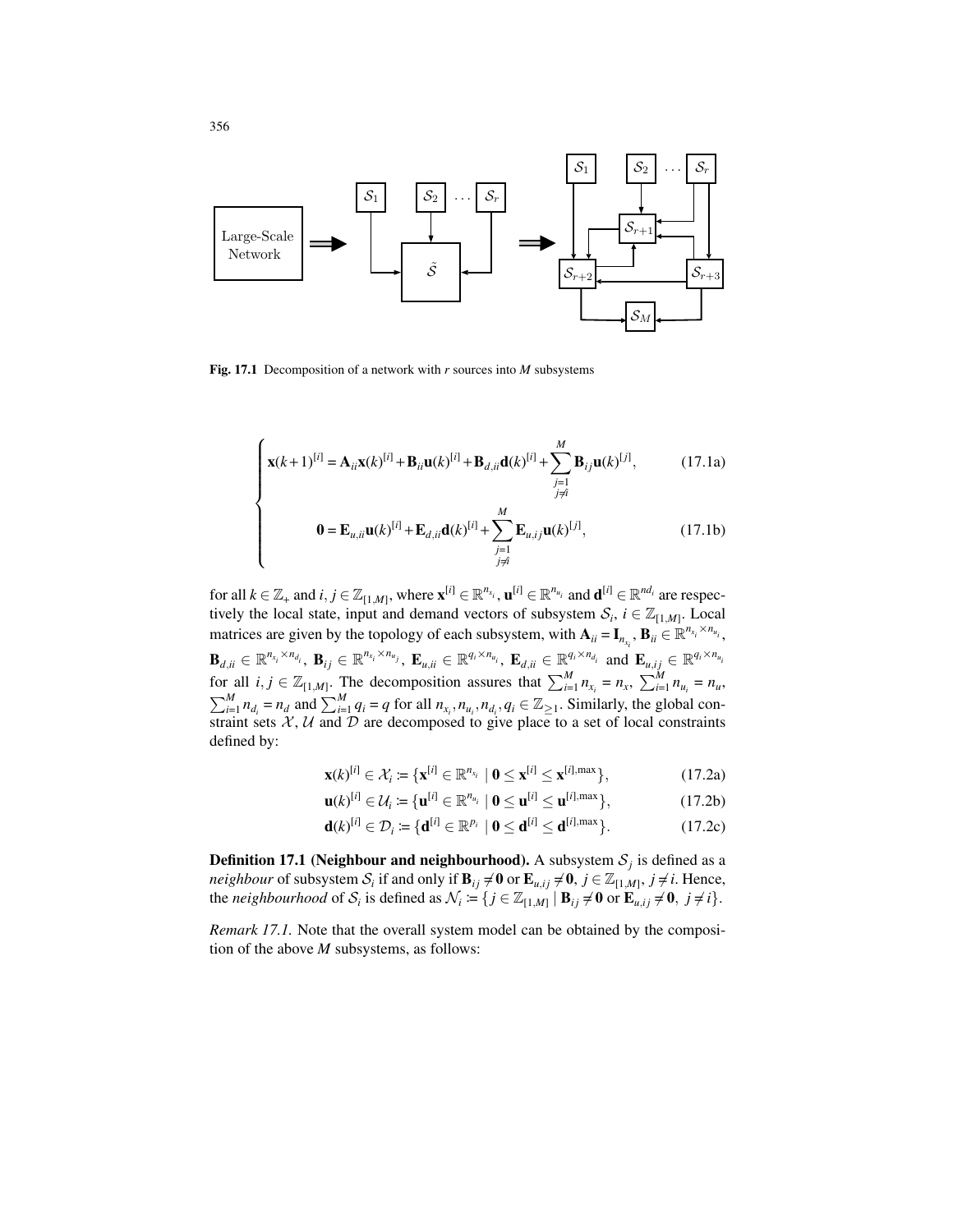**Fig. 17.1** Decomposition of a network with $r$ sources into $M$ subsystems

$$
\begin{cases}
\mathbf{x}(k+1)^{[i]} = \mathbf{A}_{ii}\mathbf{x}(k)^{[i]} + \mathbf{B}_{ii}\mathbf{u}(k)^{[i]} + \mathbf{B}_{d,ii}\mathbf{d}(k)^{[i]} + \sum_{\substack{j=1 \\ j\neq i}}^{M} \mathbf{B}_{ij}\mathbf{u}(k)^{[j]}, & \text{(17.1a)} \\
\mathbf{0} = \mathbf{E}_{u,ii}\mathbf{u}(k)^{[i]} + \mathbf{E}_{d,ii}\mathbf{d}(k)^{[i]} + \sum_{\substack{j=1 \\ j\neq i}}^{M} \mathbf{E}_{u,ij}\mathbf{u}(k)^{[j]}, & \text{(17.1b)}
\end{cases}
$$

for all $k \in \mathbb{Z}_+$ and $i, j \in \mathbb{Z}_{[1,M]}$, where $\mathbf{x}^{[i]} \in \mathbb{R}^{n_{x_i}}$, $\mathbf{u}^{[i]} \in \mathbb{R}^{n_{u_i}}$ and $\mathbf{d}^{[i]} \in \mathbb{R}^{nd_i}$ are respectively the local state, input and demand vectors of subsystem $\mathcal{S}_i$, $i \in \mathbb{Z}_{[1,M]}$. Local matrices are given by the topology of each subsystem, with $\mathbf{A}_{ii} = \mathbf{I}_{n_{x_i}}$, $\mathbf{B}_{ii} \in \mathbb{R}^{n_{x_i} \times n_{u_i}}$, $\mathbf{B}_{d,ii} \in \mathbb{R}^{n_{x_i} \times n_{d_i}}$, $\mathbf{B}_{ij} \in \mathbb{R}^{n_{x_i} \times n_{u_j}}$, $\mathbf{E}_{u,ii} \in \mathbb{R}^{q_i \times n_{u_i}}$, $\mathbf{E}_{d,ii} \in \mathbb{R}^{q_i \times n_{d_i}}$ and $\mathbf{E}_{u,ij} \in \mathbb{R}^{q_i \times n_{u_i}}$ for all $i, j \in \mathbb{Z}_{[1,M]}$. The decomposition assures that $\sum_{i=1}^{M} n_{x_i} = n_x$, $\sum_{i=1}^{M} n_{u_i} = n_u$, $\sum_{i=1}^{M} n_{d_i} = n_d$ and $\sum_{i=1}^{M} q_i = q$ for all $n_{x_i}, n_{u_i}, n_{d_i}, q_i \in \mathbb{Z}_{\geq 1}$. Similarly, the global constraint sets $\mathcal{X}$, $\mathcal{U}$ and $\mathcal{D}$ are decomposed to give place to a set of local constraints defined by:

$$
\mathbf{x}(k)^{[i]} \in \mathcal{X}_i \coloneqq \{\mathbf{x}^{[i]} \in \mathbb{R}^{n_{x_i}} \mid \mathbf{0} \leq \mathbf{x}^{[i]} \leq \mathbf{x}^{[i],\max}\}, \tag{17.2a}
$$

$$
\mathbf{u}(k)^{[i]} \in \mathcal{U}_i \coloneqq \{\mathbf{u}^{[i]} \in \mathbb{R}^{n_{u_i}} \mid \mathbf{0} \leq \mathbf{u}^{[i]} \leq \mathbf{u}^{[i],\max}\}, \tag{17.2b}
$$

$$
\mathbf{d}(k)^{[i]} \in \mathcal{D}_i \coloneqq \{\mathbf{d}^{[i]} \in \mathbb{R}^{p_i} \mid \mathbf{0} \leq \mathbf{d}^{[i]} \leq \mathbf{d}^{[i],\max}\}. \tag{17.2c}
$$

**Definition 17.1 (Neighbour and neighbourhood).** A subsystem $\mathcal{S}_j$ is defined as a *neighbour* of subsystem $\mathcal{S}_i$ if and only if $\mathbf{B}_{ij} \neq \mathbf{0}$ or $\mathbf{E}_{u,ij} \neq \mathbf{0}$, $j \in \mathbb{Z}_{[1,M]}$, $j \neq i$. Hence, the *neighbourhood* of $\mathcal{S}_i$ is defined as $\mathcal{N}_i \coloneqq \{j \in \mathbb{Z}_{[1,M]} \mid \mathbf{B}_{ij} \neq \mathbf{0} \text{ or } \mathbf{E}_{u,ij} \neq \mathbf{0},\ j \neq i\}$.

*Remark 17.1.* Note that the overall system model can be obtained by the composition of the above $M$ subsystems, as follows: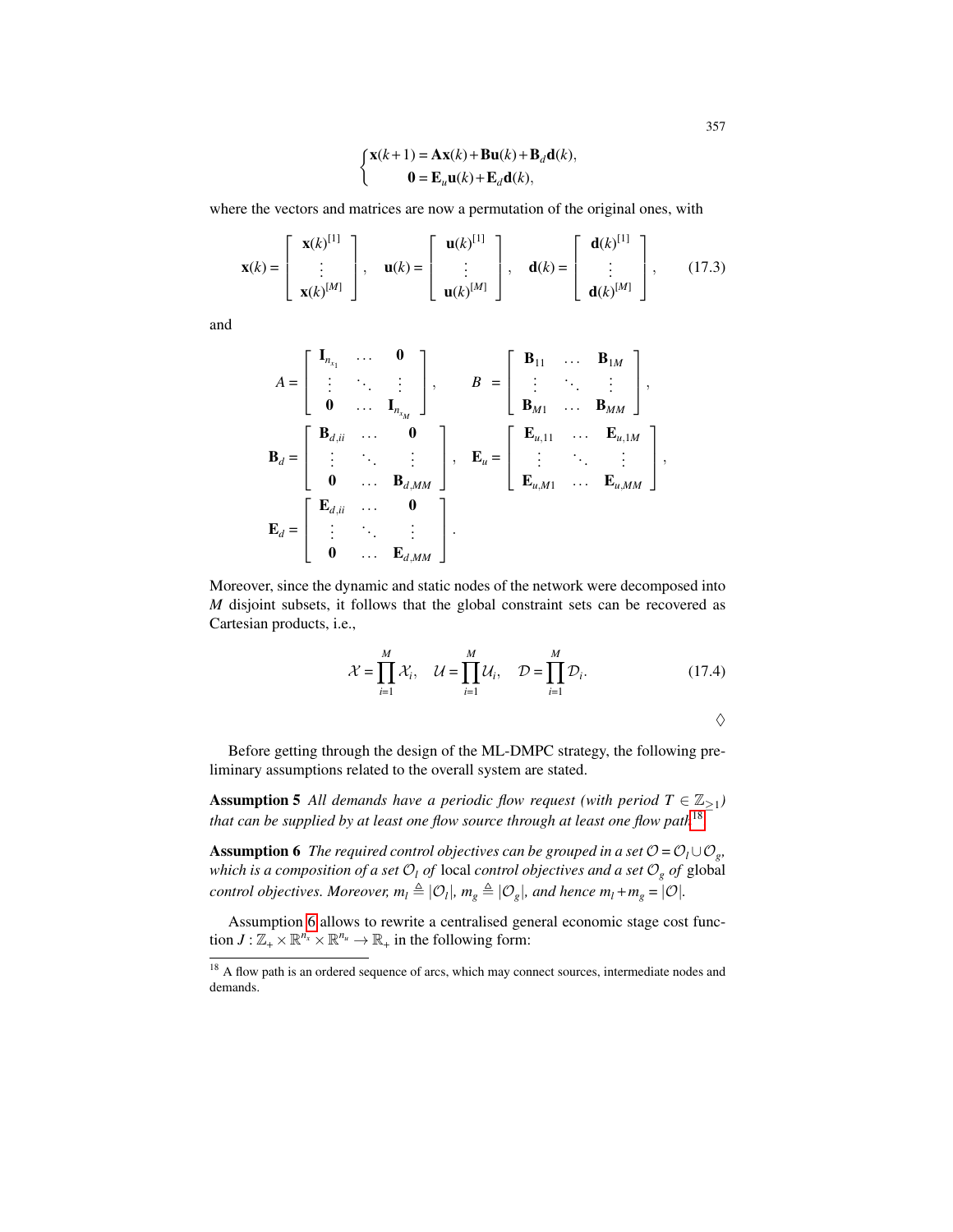$$
\begin{cases}
\mathbf{x}(k+1) = \mathbf{A}\mathbf{x}(k) + \mathbf{B}\mathbf{u}(k) + \mathbf{B}_d\mathbf{d}(k), \\
\qquad \mathbf{0} = \mathbf{E}_u\mathbf{u}(k) + \mathbf{E}_d\mathbf{d}(k),
\end{cases}
$$

where the vectors and matrices are now a permutation of the original ones, with

$$
\mathbf{x}(k) = \begin{bmatrix} \mathbf{x}(k)^{[1]} \\ \vdots \\ \mathbf{x}(k)^{[M]} \end{bmatrix}, \quad \mathbf{u}(k) = \begin{bmatrix} \mathbf{u}(k)^{[1]} \\ \vdots \\ \mathbf{u}(k)^{[M]} \end{bmatrix}, \quad \mathbf{d}(k) = \begin{bmatrix} \mathbf{d}(k)^{[1]} \\ \vdots \\ \mathbf{d}(k)^{[M]} \end{bmatrix}, \tag{17.3}
$$

and

$$
A = \begin{bmatrix} \mathbf{I}_{n_{x_1}} & \dots & \mathbf{0} \\ \vdots & \ddots & \vdots \\ \mathbf{0} & \dots & \mathbf{I}_{n_{x_M}} \end{bmatrix}, \qquad B = \begin{bmatrix} \mathbf{B}_{11} & \dots & \mathbf{B}_{1M} \\ \vdots & \ddots & \vdots \\ \mathbf{B}_{M1} & \dots & \mathbf{B}_{MM} \end{bmatrix},
$$

$$
\mathbf{B}_d = \begin{bmatrix} \mathbf{B}_{d,ii} & \dots & \mathbf{0} \\ \vdots & \ddots & \vdots \\ \mathbf{0} & \dots & \mathbf{B}_{d,MM} \end{bmatrix}, \quad \mathbf{E}_u = \begin{bmatrix} \mathbf{E}_{u,11} & \dots & \mathbf{E}_{u,1M} \\ \vdots & \ddots & \vdots \\ \mathbf{E}_{u,M1} & \dots & \mathbf{E}_{u,MM} \end{bmatrix},
$$

$$
\mathbf{E}_d = \begin{bmatrix} \mathbf{E}_{d,ii} & \dots & \mathbf{0} \\ \vdots & \ddots & \vdots \\ \mathbf{0} & \dots & \mathbf{E}_{d,MM} \end{bmatrix}.
$$

Moreover, since the dynamic and static nodes of the network were decomposed into $M$ disjoint subsets, it follows that the global constraint sets can be recovered as Cartesian products, i.e.,

$$
\mathcal{X} = \prod_{i=1}^{M} \mathcal{X}_i, \quad \mathcal{U} = \prod_{i=1}^{M} \mathcal{U}_i, \quad \mathcal{D} = \prod_{i=1}^{M} \mathcal{D}_i. \tag{17.4}
$$

$\diamondsuit$

Before getting through the design of the ML-DMPC strategy, the following preliminary assumptions related to the overall system are stated.

**Assumption 5** *All demands have a periodic flow request (with period $T \in \mathbb{Z}_{>1}$) that can be supplied by at least one flow source through at least one flow path*[18]*.*

**Assumption 6** *The required control objectives can be grouped in a set $\mathcal{O} = \mathcal{O}_l \cup \mathcal{O}_g$, which is a composition of a set $\mathcal{O}_l$ of* local *control objectives and a set $\mathcal{O}_g$ of* global *control objectives. Moreover, $m_l \triangleq |\mathcal{O}_l|$, $m_g \triangleq |\mathcal{O}_g|$, and hence $m_l + m_g = |\mathcal{O}|$.*

Assumption 6 allows to rewrite a centralised general economic stage cost function $J : \mathbb{Z}_+ \times \mathbb{R}^{n_x} \times \mathbb{R}^{n_u} \to \mathbb{R}_+$ in the following form:

[18] A flow path is an ordered sequence of arcs, which may connect sources, intermediate nodes and demands.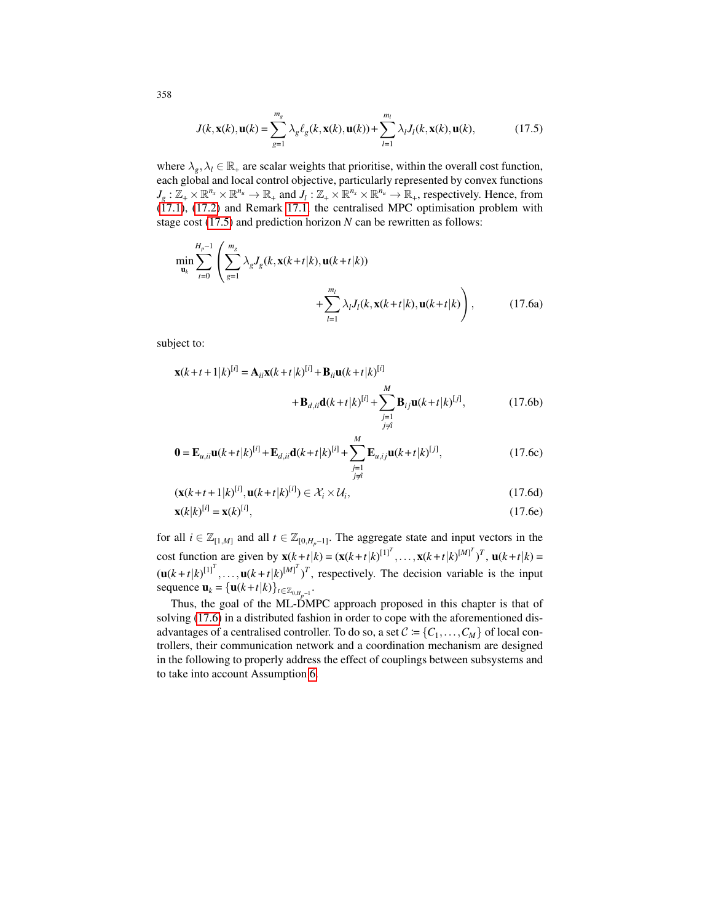$$J(k,\mathbf{x}(k),\mathbf{u}(k)) = \sum_{g=1}^{m_g} \lambda_g \ell_g(k,\mathbf{x}(k),\mathbf{u}(k)) + \sum_{l=1}^{m_l} \lambda_l J_l(k,\mathbf{x}(k),\mathbf{u}(k), \tag{17.5}$$

where $\lambda_g, \lambda_l \in \mathbb{R}_+$ are scalar weights that prioritise, within the overall cost function, each global and local control objective, particularly represented by convex functions $J_g : \mathbb{Z}_+ \times \mathbb{R}^{n_x} \times \mathbb{R}^{n_u} \to \mathbb{R}_+$ and $J_l : \mathbb{Z}_+ \times \mathbb{R}^{n_x} \times \mathbb{R}^{n_u} \to \mathbb{R}_+$, respectively. Hence, from (17.1), (17.2) and Remark 17.1, the centralised MPC optimisation problem with stage cost (17.5) and prediction horizon $N$ can be rewritten as follows:

$$\min_{\mathbf{u}_k} \sum_{t=0}^{H_p-1} \left( \sum_{g=1}^{m_g} \lambda_g J_g(k,\mathbf{x}(k+t|k),\mathbf{u}(k+t|k)) + \sum_{l=1}^{m_l} \lambda_l J_l(k,\mathbf{x}(k+t|k),\mathbf{u}(k+t|k) \right), \tag{17.6a}$$

subject to:

$$\mathbf{x}(k+t+1|k)^{[i]} = \mathbf{A}_{ii}\mathbf{x}(k+t|k)^{[i]} + \mathbf{B}_{ii}\mathbf{u}(k+t|k)^{[i]} + \mathbf{B}_{d,ii}\mathbf{d}(k+t|k)^{[i]} + \sum_{\substack{j=1\\ j\neq i}}^{M} \mathbf{B}_{ij}\mathbf{u}(k+t|k)^{[j]}, \tag{17.6b}$$

$$\mathbf{0} = \mathbf{E}_{u,ii}\mathbf{u}(k+t|k)^{[i]} + \mathbf{E}_{d,ii}\mathbf{d}(k+t|k)^{[i]} + \sum_{\substack{j=1\\ j\neq i}}^{M} \mathbf{E}_{u,ij}\mathbf{u}(k+t|k)^{[j]}, \tag{17.6c}$$

$$(\mathbf{x}(k+t+1|k)^{[i]}, \mathbf{u}(k+t|k)^{[i]}) \in \mathcal{X}_i \times \mathcal{U}_i, \tag{17.6d}$$

$$\mathbf{x}(k|k)^{[i]} = \mathbf{x}(k)^{[i]}, \tag{17.6e}$$

for all $i \in \mathbb{Z}_{[1,M]}$ and all $t \in \mathbb{Z}_{[0,H_p-1]}$. The aggregate state and input vectors in the cost function are given by $\mathbf{x}(k+t|k) = (\mathbf{x}(k+t|k)^{[1]^T}, \ldots, \mathbf{x}(k+t|k)^{[M]^T})^T$, $\mathbf{u}(k+t|k) = (\mathbf{u}(k+t|k)^{[1]^T}, \ldots, \mathbf{u}(k+t|k)^{[M]^T})^T$, respectively. The decision variable is the input sequence $\mathbf{u}_k = \{\mathbf{u}(k+t|k)\}_{t\in\mathbb{Z}_{0,H_p-1}}$.

Thus, the goal of the ML-DMPC approach proposed in this chapter is that of solving (17.6) in a distributed fashion in order to cope with the aforementioned disadvantages of a centralised controller. To do so, a set $\mathcal{C} \coloneqq \{C_1, \ldots, C_M\}$ of local controllers, their communication network and a coordination mechanism are designed in the following to properly address the effect of couplings between subsystems and to take into account Assumption 6.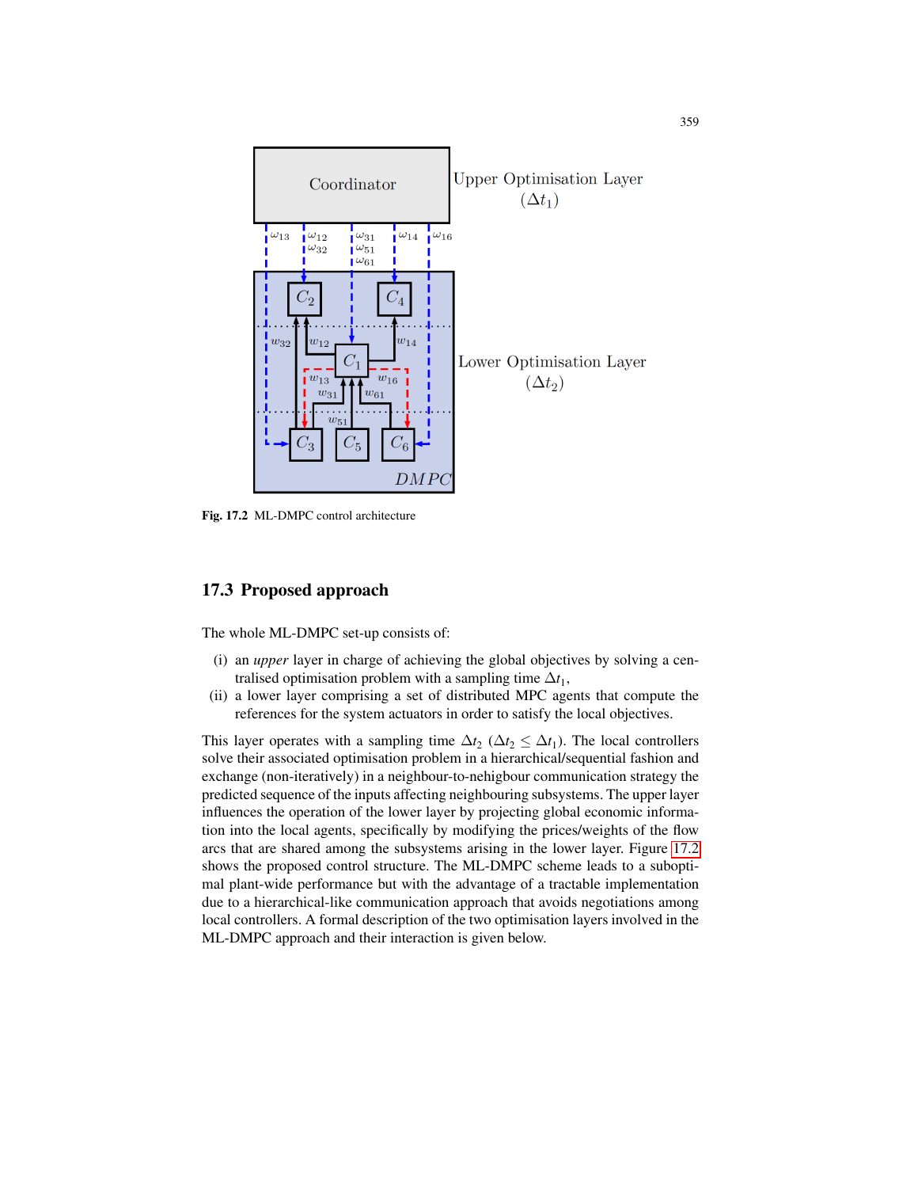Fig. 17.2 ML-DMPC control architecture

## 17.3 Proposed approach

The whole ML-DMPC set-up consists of:

(i) an *upper* layer in charge of achieving the global objectives by solving a centralised optimisation problem with a sampling time $\Delta t_1$,

(ii) a lower layer comprising a set of distributed MPC agents that compute the references for the system actuators in order to satisfy the local objectives.

This layer operates with a sampling time $\Delta t_2$ ($\Delta t_2 \leq \Delta t_1$). The local controllers solve their associated optimisation problem in a hierarchical/sequential fashion and exchange (non-iteratively) in a neighbour-to-nehigbour communication strategy the predicted sequence of the inputs affecting neighbouring subsystems. The upper layer influences the operation of the lower layer by projecting global economic information into the local agents, specifically by modifying the prices/weights of the flow arcs that are shared among the subsystems arising in the lower layer. Figure 17.2 shows the proposed control structure. The ML-DMPC scheme leads to a suboptimal plant-wide performance but with the advantage of a tractable implementation due to a hierarchical-like communication approach that avoids negotiations among local controllers. A formal description of the two optimisation layers involved in the ML-DMPC approach and their interaction is given below.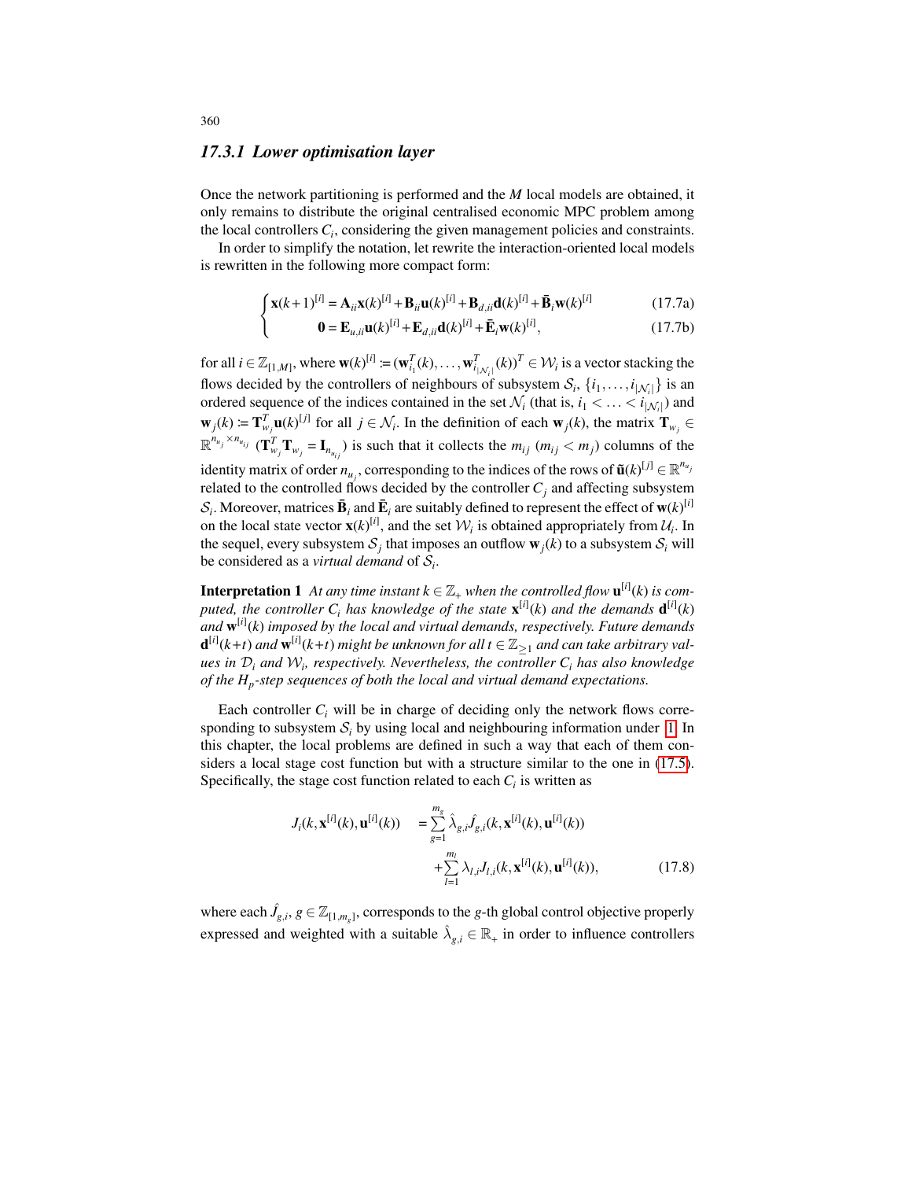### 17.3.1 Lower optimisation layer

Once the network partitioning is performed and the $M$ local models are obtained, it only remains to distribute the original centralised economic MPC problem among the local controllers $C_i$, considering the given management policies and constraints.

In order to simplify the notation, let rewrite the interaction-oriented local models is rewritten in the following more compact form:

$$
\begin{cases}
\mathbf{x}(k+1)^{[i]} = \mathbf{A}_{ii}\mathbf{x}(k)^{[i]} + \mathbf{B}_{ii}\mathbf{u}(k)^{[i]} + \mathbf{B}_{d,ii}\mathbf{d}(k)^{[i]} + \bar{\mathbf{B}}_i\mathbf{w}(k)^{[i]} & \text{(17.7a)} \\
\mathbf{0} = \mathbf{E}_{u,ii}\mathbf{u}(k)^{[i]} + \mathbf{E}_{d,ii}\mathbf{d}(k)^{[i]} + \bar{\mathbf{E}}_i\mathbf{w}(k)^{[i]}, & \text{(17.7b)}
\end{cases}
$$

for all $i \in \mathbb{Z}_{[1,M]}$, where $\mathbf{w}(k)^{[i]} := (\mathbf{w}_{i_1}^T(k), \ldots, \mathbf{w}_{i_{|\mathcal{N}_i|}}^T(k))^T \in \mathcal{W}_i$ is a vector stacking the flows decided by the controllers of neighbours of subsystem $\mathcal{S}_i$, $\{i_1, \ldots, i_{|\mathcal{N}_i|}\}$ is an ordered sequence of the indices contained in the set $\mathcal{N}_i$ (that is, $i_1 < \ldots < i_{|\mathcal{N}_i|}$) and $\mathbf{w}_j(k) := \mathbf{T}_{w_j}^T \mathbf{u}(k)^{[j]}$ for all $j \in \mathcal{N}_i$. In the definition of each $\mathbf{w}_j(k)$, the matrix $\mathbf{T}_{w_j} \in \mathbb{R}^{n_{u_j} \times n_{u_{ij}}}$ ($\mathbf{T}_{w_j}^T \mathbf{T}_{w_j} = \mathbf{I}_{n_{u_{ij}}}$) is such that it collects the $m_{ij}$ ($m_{ij} < m_j$) columns of the identity matrix of order $n_{u_j}$, corresponding to the indices of the rows of $\tilde{\mathbf{u}}(k)^{[j]} \in \mathbb{R}^{n_{u_j}}$ related to the controlled flows decided by the controller $C_j$ and affecting subsystem $\mathcal{S}_i$. Moreover, matrices $\bar{\mathbf{B}}_i$ and $\bar{\mathbf{E}}_i$ are suitably defined to represent the effect of $\mathbf{w}(k)^{[i]}$ on the local state vector $\mathbf{x}(k)^{[i]}$, and the set $\mathcal{W}_i$ is obtained appropriately from $\mathcal{U}_i$. In the sequel, every subsystem $\mathcal{S}_j$ that imposes an outflow $\mathbf{w}_j(k)$ to a subsystem $\mathcal{S}_i$ will be considered as a *virtual demand* of $\mathcal{S}_i$.

**Interpretation 1** *At any time instant $k \in \mathbb{Z}_+$ when the controlled flow $\mathbf{u}^{[i]}(k)$ is computed, the controller $C_i$ has knowledge of the state $\mathbf{x}^{[i]}(k)$ and the demands $\mathbf{d}^{[i]}(k)$ and $\mathbf{w}^{[i]}(k)$ imposed by the local and virtual demands, respectively. Future demands $\mathbf{d}^{[i]}(k+t)$ and $\mathbf{w}^{[i]}(k+t)$ might be unknown for all $t \in \mathbb{Z}_{\geq 1}$ and can take arbitrary values in $\mathcal{D}_i$ and $\mathcal{W}_i$, respectively. Nevertheless, the controller $C_i$ has also knowledge of the $H_p$-step sequences of both the local and virtual demand expectations.*

Each controller $C_i$ will be in charge of deciding only the network flows corresponding to subsystem $\mathcal{S}_i$ by using local and neighbouring information under 1. In this chapter, the local problems are defined in such a way that each of them considers a local stage cost function but with a structure similar to the one in (17.5). Specifically, the stage cost function related to each $C_i$ is written as

$$
\begin{aligned}
J_i(k, \mathbf{x}^{[i]}(k), \mathbf{u}^{[i]}(k)) \quad &= \sum_{g=1}^{m_g} \hat{\lambda}_{g,i} \hat{J}_{g,i}(k, \mathbf{x}^{[i]}(k), \mathbf{u}^{[i]}(k)) \\
&\quad + \sum_{l=1}^{m_l} \lambda_{l,i} J_{l,i}(k, \mathbf{x}^{[i]}(k), \mathbf{u}^{[i]}(k)),
\end{aligned} \tag{17.8}
$$

where each $\hat{J}_{g,i}$, $g \in \mathbb{Z}_{[1,m_g]}$, corresponds to the $g$-th global control objective properly expressed and weighted with a suitable $\hat{\lambda}_{g,i} \in \mathbb{R}_+$ in order to influence controllers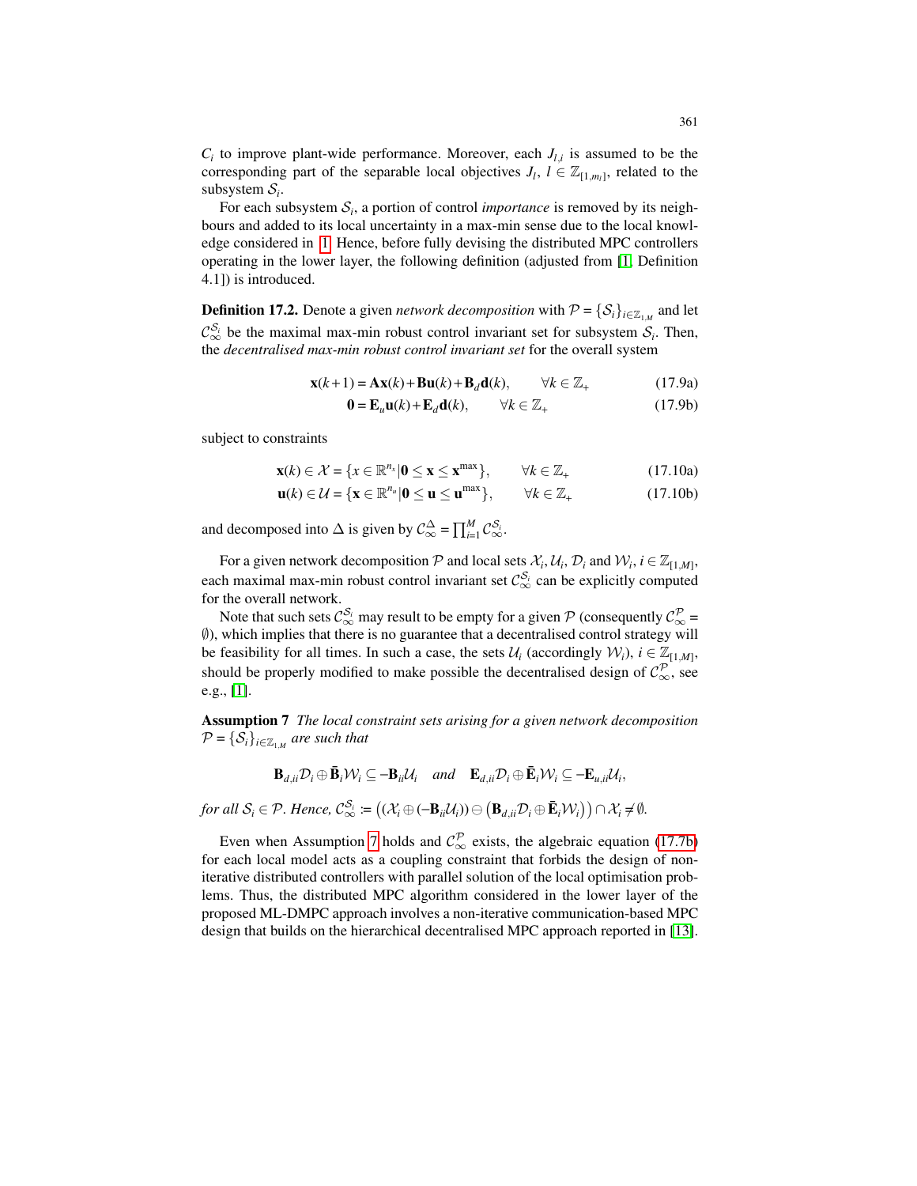$C_i$ to improve plant-wide performance. Moreover, each $J_{l,i}$ is assumed to be the corresponding part of the separable local objectives $J_l$, $l \in \mathbb{Z}_{[1,m_l]}$, related to the subsystem $\mathcal{S}_i$.

For each subsystem $\mathcal{S}_i$, a portion of control *importance* is removed by its neighbours and added to its local uncertainty in a max-min sense due to the local knowledge considered in [1]. Hence, before fully devising the distributed MPC controllers operating in the lower layer, the following definition (adjusted from [1, Definition 4.1]) is introduced.

**Definition 17.2.** Denote a given *network decomposition* with $\mathcal{P} = \{\mathcal{S}_i\}_{i \in \mathbb{Z}_{1,M}}$ and let $\mathcal{C}_\infty^{\mathcal{S}_i}$ be the maximal max-min robust control invariant set for subsystem $\mathcal{S}_i$. Then, the *decentralised max-min robust control invariant set* for the overall system

$$\mathbf{x}(k+1) = \mathbf{A}\mathbf{x}(k) + \mathbf{B}\mathbf{u}(k) + \mathbf{B}_d\mathbf{d}(k), \qquad \forall k \in \mathbb{Z}_+ \tag{17.9a}$$

$$\mathbf{0} = \mathbf{E}_u\mathbf{u}(k) + \mathbf{E}_d\mathbf{d}(k), \qquad \forall k \in \mathbb{Z}_+ \tag{17.9b}$$

subject to constraints

$$\mathbf{x}(k) \in \mathcal{X} = \{x \in \mathbb{R}^{n_x} | \mathbf{0} \leq \mathbf{x} \leq \mathbf{x}^{\max}\}, \qquad \forall k \in \mathbb{Z}_+ \tag{17.10a}$$

$$\mathbf{u}(k) \in \mathcal{U} = \{\mathbf{x} \in \mathbb{R}^{n_u} | \mathbf{0} \leq \mathbf{u} \leq \mathbf{u}^{\max}\}, \qquad \forall k \in \mathbb{Z}_+ \tag{17.10b}$$

and decomposed into $\Delta$ is given by $\mathcal{C}_\infty^{\Delta} = \prod_{i=1}^{M} \mathcal{C}_\infty^{\mathcal{S}_i}$.

For a given network decomposition $\mathcal{P}$ and local sets $\mathcal{X}_i, \mathcal{U}_i, \mathcal{D}_i$ and $\mathcal{W}_i$, $i \in \mathbb{Z}_{[1,M]}$, each maximal max-min robust control invariant set $\mathcal{C}_\infty^{\mathcal{S}_i}$ can be explicitly computed for the overall network.

Note that such sets $\mathcal{C}_\infty^{\mathcal{S}_i}$ may result to be empty for a given $\mathcal{P}$ (consequently $\mathcal{C}_\infty^{\mathcal{P}} = \emptyset$), which implies that there is no guarantee that a decentralised control strategy will be feasibility for all times. In such a case, the sets $\mathcal{U}_i$ (accordingly $\mathcal{W}_i$), $i \in \mathbb{Z}_{[1,M]}$, should be properly modified to make possible the decentralised design of $\mathcal{C}_\infty^{\mathcal{P}}$, see e.g., [1].

**Assumption 7** *The local constraint sets arising for a given network decomposition* $\mathcal{P} = \{\mathcal{S}_i\}_{i \in \mathbb{Z}_{1,M}}$ *are such that*

$$\mathbf{B}_{d,ii}\mathcal{D}_i \oplus \bar{\mathbf{B}}_i\mathcal{W}_i \subseteq -\mathbf{B}_{ii}\mathcal{U}_i \quad \textit{and} \quad \mathbf{E}_{d,ii}\mathcal{D}_i \oplus \bar{\mathbf{E}}_i\mathcal{W}_i \subseteq -\mathbf{E}_{u,ii}\mathcal{U}_i,$$

*for all* $\mathcal{S}_i \in \mathcal{P}$*. Hence,* $\mathcal{C}_\infty^{\mathcal{S}_i} := \left((\mathcal{X}_i \oplus (-\mathbf{B}_{ii}\mathcal{U}_i)) \ominus \left(\mathbf{B}_{d,ii}\mathcal{D}_i \oplus \bar{\mathbf{E}}_i\mathcal{W}_i\right)\right) \cap \mathcal{X}_i \neq \emptyset$.

Even when Assumption 7 holds and $\mathcal{C}_\infty^{\mathcal{P}}$ exists, the algebraic equation (17.7b) for each local model acts as a coupling constraint that forbids the design of non-iterative distributed controllers with parallel solution of the local optimisation problems. Thus, the distributed MPC algorithm considered in the lower layer of the proposed ML-DMPC approach involves a non-iterative communication-based MPC design that builds on the hierarchical decentralised MPC approach reported in [13].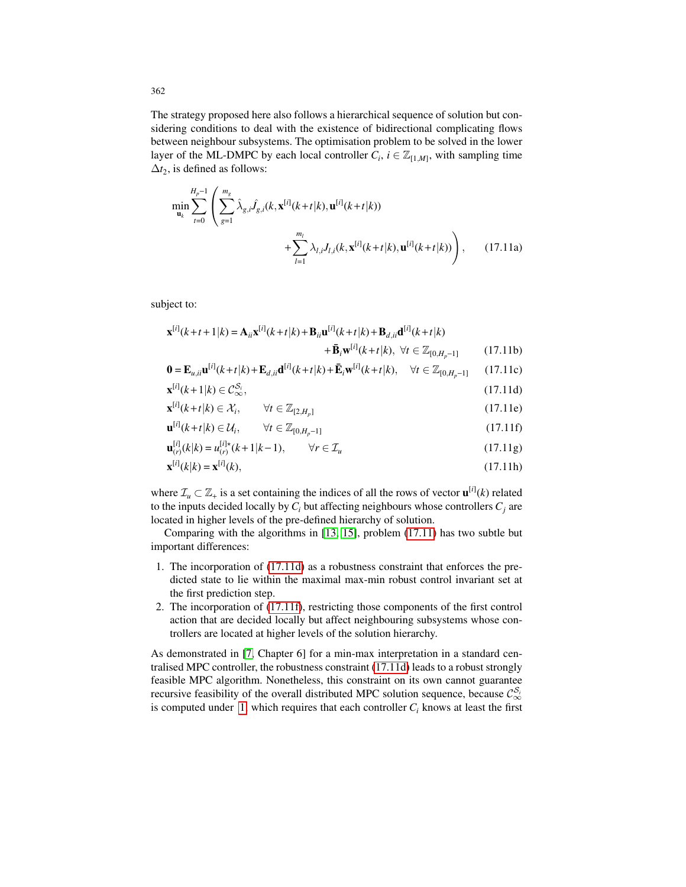The strategy proposed here also follows a hierarchical sequence of solution but considering conditions to deal with the existence of bidirectional complicating flows between neighbour subsystems. The optimisation problem to be solved in the lower layer of the ML-DMPC by each local controller $C_i$, $i \in \mathbb{Z}_{[1,M]}$, with sampling time $\Delta t_2$, is defined as follows:

$$
\min_{\mathbf{u}_k} \sum_{t=0}^{H_p-1} \left( \sum_{g=1}^{m_g} \hat{\lambda}_{g,i} \hat{J}_{g,i}(k, \mathbf{x}^{[i]}(k+t|k), \mathbf{u}^{[i]}(k+t|k)) + \sum_{l=1}^{m_l} \lambda_{l,i} J_{l,i}(k, \mathbf{x}^{[i]}(k+t|k), \mathbf{u}^{[i]}(k+t|k)) \right), \tag{17.11a}
$$

subject to:

$$
\mathbf{x}^{[i]}(k+t+1|k) = \mathbf{A}_{ii}\mathbf{x}^{[i]}(k+t|k) + \mathbf{B}_{ii}\mathbf{u}^{[i]}(k+t|k) + \mathbf{B}_{d,ii}\mathbf{d}^{[i]}(k+t|k) + \bar{\mathbf{B}}_i \mathbf{w}^{[i]}(k+t|k), \ \forall t \in \mathbb{Z}_{[0,H_p-1]} \tag{17.11b}
$$

$$
\mathbf{0} = \mathbf{E}_{u,ii}\mathbf{u}^{[i]}(k+t|k) + \mathbf{E}_{d,ii}\mathbf{d}^{[i]}(k+t|k) + \bar{\mathbf{E}}_i \mathbf{w}^{[i]}(k+t|k), \quad \forall t \in \mathbb{Z}_{[0,H_p-1]} \tag{17.11c}
$$

$$
\mathbf{x}^{[i]}(k+1|k) \in \mathcal{C}_{\infty}^{\mathcal{S}_i}, \tag{17.11d}
$$

$$
\mathbf{x}^{[i]}(k+t|k) \in \mathcal{X}_i, \qquad \forall t \in \mathbb{Z}_{[2,H_p]} \tag{17.11e}
$$

$$
\mathbf{u}^{[i]}(k+t|k) \in \mathcal{U}_i, \qquad \forall t \in \mathbb{Z}_{[0,H_p-1]} \tag{17.11f}
$$

$$
\mathbf{u}_{(r)}^{[i]}(k|k) = u_{(r)}^{[i]\star}(k+1|k-1), \qquad \forall r \in \mathcal{I}_u \tag{17.11g}
$$

$$
\mathbf{x}^{[i]}(k|k) = \mathbf{x}^{[i]}(k), \tag{17.11h}
$$

where $\mathcal{I}_u \subset \mathbb{Z}_+$ is a set containing the indices of all the rows of vector $\mathbf{u}^{[i]}(k)$ related to the inputs decided locally by $C_i$ but affecting neighbours whose controllers $C_j$ are located in higher levels of the pre-defined hierarchy of solution.

Comparing with the algorithms in [13, 15], problem (17.11) has two subtle but important differences:

1. The incorporation of (17.11d) as a robustness constraint that enforces the predicted state to lie within the maximal max-min robust control invariant set at the first prediction step.
2. The incorporation of (17.11f), restricting those components of the first control action that are decided locally but affect neighbouring subsystems whose controllers are located at higher levels of the solution hierarchy.

As demonstrated in [7, Chapter 6] for a min-max interpretation in a standard centralised MPC controller, the robustness constraint (17.11d) leads to a robust strongly feasible MPC algorithm. Nonetheless, this constraint on its own cannot guarantee recursive feasibility of the overall distributed MPC solution sequence, because $\mathcal{C}_{\infty}^{\mathcal{S}_i}$ is computed under 1, which requires that each controller $C_i$ knows at least the first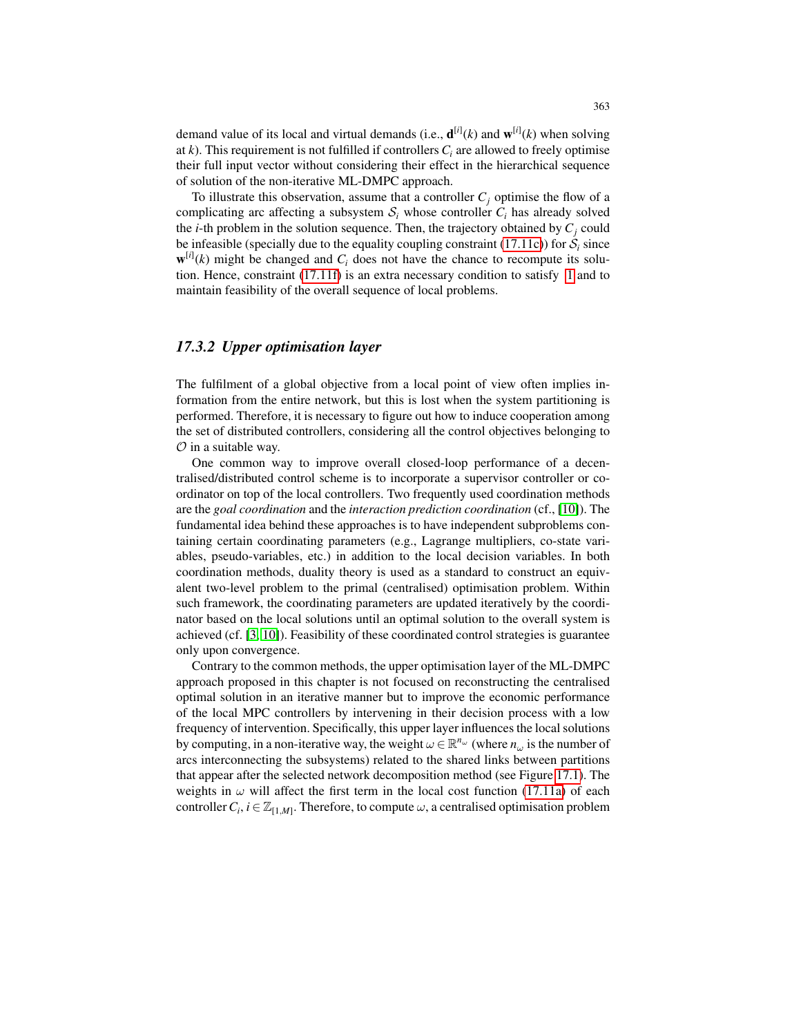demand value of its local and virtual demands (i.e., $\mathbf{d}^{[i]}(k)$ and $\mathbf{w}^{[i]}(k)$ when solving at $k$). This requirement is not fulfilled if controllers $C_i$ are allowed to freely optimise their full input vector without considering their effect in the hierarchical sequence of solution of the non-iterative ML-DMPC approach.

To illustrate this observation, assume that a controller $C_j$ optimise the flow of a complicating arc affecting a subsystem $\mathcal{S}_i$ whose controller $C_i$ has already solved the $i$-th problem in the solution sequence. Then, the trajectory obtained by $C_j$ could be infeasible (specially due to the equality coupling constraint (17.11c)) for $\mathcal{S}_i$ since $\mathbf{w}^{[i]}(k)$ might be changed and $C_i$ does not have the chance to recompute its solution. Hence, constraint (17.11f) is an extra necessary condition to satisfy 1 and to maintain feasibility of the overall sequence of local problems.

### 17.3.2 Upper optimisation layer

The fulfilment of a global objective from a local point of view often implies information from the entire network, but this is lost when the system partitioning is performed. Therefore, it is necessary to figure out how to induce cooperation among the set of distributed controllers, considering all the control objectives belonging to $\mathcal{O}$ in a suitable way.

One common way to improve overall closed-loop performance of a decentralised/distributed control scheme is to incorporate a supervisor controller or coordinator on top of the local controllers. Two frequently used coordination methods are the *goal coordination* and the *interaction prediction coordination* (cf., [10]). The fundamental idea behind these approaches is to have independent subproblems containing certain coordinating parameters (e.g., Lagrange multipliers, co-state variables, pseudo-variables, etc.) in addition to the local decision variables. In both coordination methods, duality theory is used as a standard to construct an equivalent two-level problem to the primal (centralised) optimisation problem. Within such framework, the coordinating parameters are updated iteratively by the coordinator based on the local solutions until an optimal solution to the overall system is achieved (cf. [3, 10]). Feasibility of these coordinated control strategies is guarantee only upon convergence.

Contrary to the common methods, the upper optimisation layer of the ML-DMPC approach proposed in this chapter is not focused on reconstructing the centralised optimal solution in an iterative manner but to improve the economic performance of the local MPC controllers by intervening in their decision process with a low frequency of intervention. Specifically, this upper layer influences the local solutions by computing, in a non-iterative way, the weight $\omega \in \mathbb{R}^{n_\omega}$ (where $n_\omega$ is the number of arcs interconnecting the subsystems) related to the shared links between partitions that appear after the selected network decomposition method (see Figure 17.1). The weights in $\omega$ will affect the first term in the local cost function (17.11a) of each controller $C_i$, $i \in \mathbb{Z}_{[1,M]}$. Therefore, to compute $\omega$, a centralised optimisation problem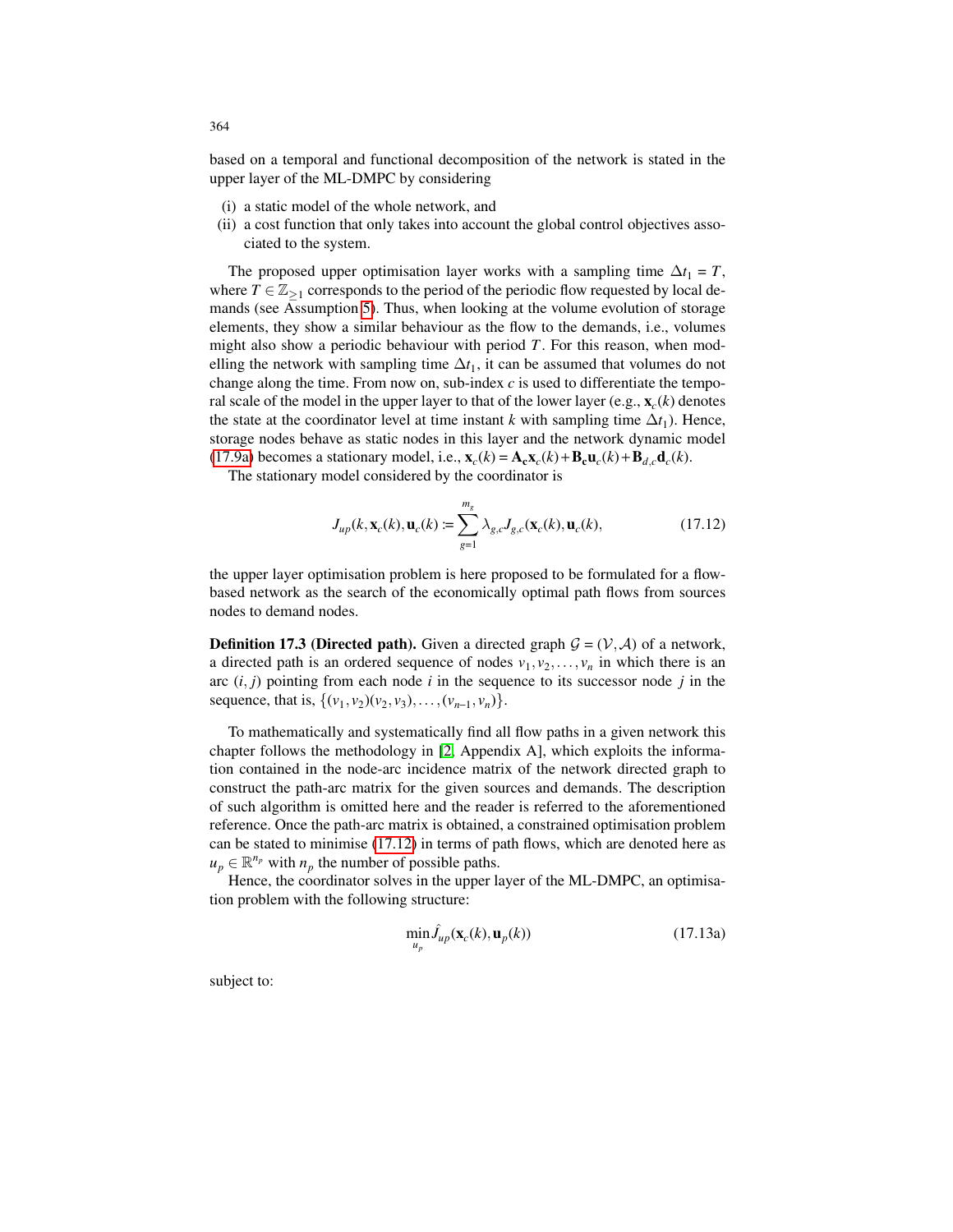based on a temporal and functional decomposition of the network is stated in the upper layer of the ML-DMPC by considering

(i) a static model of the whole network, and
(ii) a cost function that only takes into account the global control objectives associated to the system.

The proposed upper optimisation layer works with a sampling time $\Delta t_1 = T$, where $T \in \mathbb{Z}_{\geq 1}$ corresponds to the period of the periodic flow requested by local demands (see Assumption 5). Thus, when looking at the volume evolution of storage elements, they show a similar behaviour as the flow to the demands, i.e., volumes might also show a periodic behaviour with period $T$. For this reason, when modelling the network with sampling time $\Delta t_1$, it can be assumed that volumes do not change along the time. From now on, sub-index $c$ is used to differentiate the temporal scale of the model in the upper layer to that of the lower layer (e.g., $\mathbf{x}_c(k)$ denotes the state at the coordinator level at time instant $k$ with sampling time $\Delta t_1$). Hence, storage nodes behave as static nodes in this layer and the network dynamic model (17.9a) becomes a stationary model, i.e., $\mathbf{x}_c(k) = \mathbf{A_c}\mathbf{x}_c(k) + \mathbf{B_c}\mathbf{u}_c(k) + \mathbf{B}_{d,c}\mathbf{d}_c(k)$.

The stationary model considered by the coordinator is

$$J_{up}(k, \mathbf{x}_c(k), \mathbf{u}_c(k) := \sum_{g=1}^{m_g} \lambda_{g,c} J_{g,c}(\mathbf{x}_c(k), \mathbf{u}_c(k), \tag{17.12}$$

the upper layer optimisation problem is here proposed to be formulated for a flow-based network as the search of the economically optimal path flows from sources nodes to demand nodes.

**Definition 17.3 (Directed path).** Given a directed graph $\mathcal{G} = (\mathcal{V}, \mathcal{A})$ of a network, a directed path is an ordered sequence of nodes $v_1, v_2, \ldots, v_n$ in which there is an arc $(i, j)$ pointing from each node $i$ in the sequence to its successor node $j$ in the sequence, that is, $\{(v_1, v_2)(v_2, v_3), \ldots, (v_{n-1}, v_n)\}$.

To mathematically and systematically find all flow paths in a given network this chapter follows the methodology in [2, Appendix A], which exploits the information contained in the node-arc incidence matrix of the network directed graph to construct the path-arc matrix for the given sources and demands. The description of such algorithm is omitted here and the reader is referred to the aforementioned reference. Once the path-arc matrix is obtained, a constrained optimisation problem can be stated to minimise (17.12) in terms of path flows, which are denoted here as $u_p \in \mathbb{R}^{n_p}$ with $n_p$ the number of possible paths.

Hence, the coordinator solves in the upper layer of the ML-DMPC, an optimisation problem with the following structure:

$$\min_{u_p} \hat{J}_{up}(\mathbf{x}_c(k), \mathbf{u}_p(k)) \tag{17.13a}$$

subject to: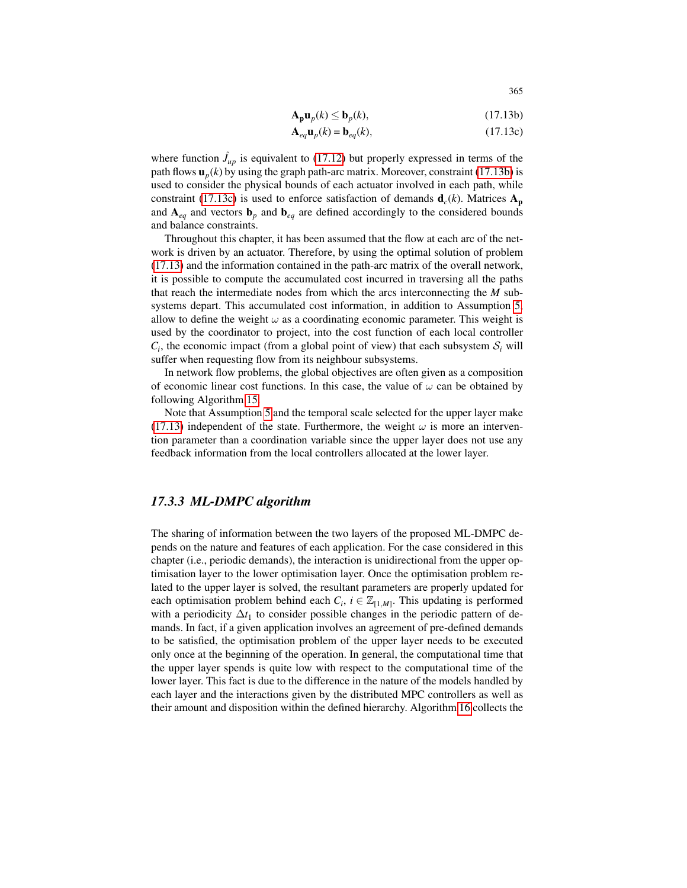$$\mathbf{A_p}\mathbf{u}_p(k) \leq \mathbf{b}_p(k), \tag{17.13b}$$

$$\mathbf{A}_{eq}\mathbf{u}_p(k) = \mathbf{b}_{eq}(k), \tag{17.13c}$$

where function $\hat{J}_{up}$ is equivalent to (17.12) but properly expressed in terms of the path flows $\mathbf{u}_p(k)$ by using the graph path-arc matrix. Moreover, constraint (17.13b) is used to consider the physical bounds of each actuator involved in each path, while constraint (17.13c) is used to enforce satisfaction of demands $\mathbf{d}_c(k)$. Matrices $\mathbf{A_p}$ and $\mathbf{A}_{eq}$ and vectors $\mathbf{b}_p$ and $\mathbf{b}_{eq}$ are defined accordingly to the considered bounds and balance constraints.

Throughout this chapter, it has been assumed that the flow at each arc of the network is driven by an actuator. Therefore, by using the optimal solution of problem (17.13) and the information contained in the path-arc matrix of the overall network, it is possible to compute the accumulated cost incurred in traversing all the paths that reach the intermediate nodes from which the arcs interconnecting the $M$ subsystems depart. This accumulated cost information, in addition to Assumption 5, allow to define the weight $\omega$ as a coordinating economic parameter. This weight is used by the coordinator to project, into the cost function of each local controller $C_i$, the economic impact (from a global point of view) that each subsystem $\mathcal{S}_i$ will suffer when requesting flow from its neighbour subsystems.

In network flow problems, the global objectives are often given as a composition of economic linear cost functions. In this case, the value of $\omega$ can be obtained by following Algorithm 15.

Note that Assumption 5 and the temporal scale selected for the upper layer make (17.13) independent of the state. Furthermore, the weight $\omega$ is more an intervention parameter than a coordination variable since the upper layer does not use any feedback information from the local controllers allocated at the lower layer.

### *17.3.3 ML-DMPC algorithm*

The sharing of information between the two layers of the proposed ML-DMPC depends on the nature and features of each application. For the case considered in this chapter (i.e., periodic demands), the interaction is unidirectional from the upper optimisation layer to the lower optimisation layer. Once the optimisation problem related to the upper layer is solved, the resultant parameters are properly updated for each optimisation problem behind each $C_i$, $i \in \mathbb{Z}_{[1,M]}$. This updating is performed with a periodicity $\Delta t_1$ to consider possible changes in the periodic pattern of demands. In fact, if a given application involves an agreement of pre-defined demands to be satisfied, the optimisation problem of the upper layer needs to be executed only once at the beginning of the operation. In general, the computational time that the upper layer spends is quite low with respect to the computational time of the lower layer. This fact is due to the difference in the nature of the models handled by each layer and the interactions given by the distributed MPC controllers as well as their amount and disposition within the defined hierarchy. Algorithm 16 collects the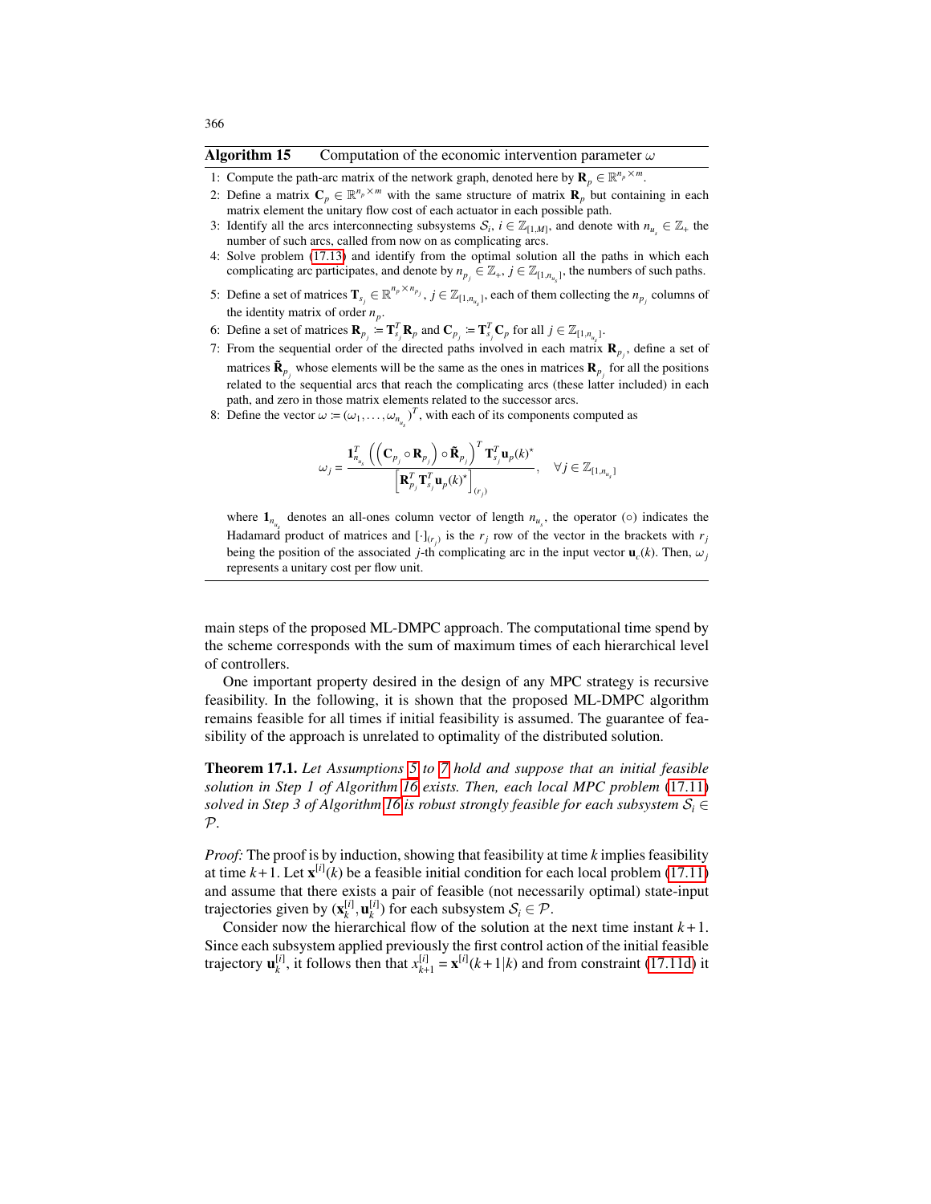**Algorithm 15** Computation of the economic intervention parameter $\omega$

1: Compute the path-arc matrix of the network graph, denoted here by $\mathbf{R}_p \in \mathbb{R}^{n_p \times m}$.

2: Define a matrix $\mathbf{C}_p \in \mathbb{R}^{n_p \times m}$ with the same structure of matrix $\mathbf{R}_p$ but containing in each matrix element the unitary flow cost of each actuator in each possible path.

3: Identify all the arcs interconnecting subsystems $\mathcal{S}_i$, $i \in \mathbb{Z}_{[1,M]}$, and denote with $n_{u_s} \in \mathbb{Z}_+$ the number of such arcs, called from now on as complicating arcs.

4: Solve problem (17.13) and identify from the optimal solution all the paths in which each complicating arc participates, and denote by $n_{p_j} \in \mathbb{Z}_+$, $j \in \mathbb{Z}_{[1,n_{u_s}]}$, the numbers of such paths.

5: Define a set of matrices $\mathbf{T}_{s_j} \in \mathbb{R}^{n_p \times n_{p_j}}$, $j \in \mathbb{Z}_{[1,n_{u_s}]}$, each of them collecting the $n_{p_j}$ columns of the identity matrix of order $n_p$.

6: Define a set of matrices $\mathbf{R}_{p_j} := \mathbf{T}_{s_j}^T \mathbf{R}_p$ and $\mathbf{C}_{p_j} := \mathbf{T}_{s_j}^T \mathbf{C}_p$ for all $j \in \mathbb{Z}_{[1,n_{u_s}]}$.

7: From the sequential order of the directed paths involved in each matrix $\mathbf{R}_{p_j}$, define a set of matrices $\tilde{\mathbf{R}}_{p_j}$ whose elements will be the same as the ones in matrices $\mathbf{R}_{p_j}$ for all the positions related to the sequential arcs that reach the complicating arcs (these latter included) in each path, and zero in those matrix elements related to the successor arcs.

8: Define the vector $\omega := (\omega_1, \ldots, \omega_{n_{u_s}})^T$, with each of its components computed as

$$\omega_j = \frac{\mathbf{1}_{n_{u_s}}^T \left( \left( \mathbf{C}_{p_j} \circ \mathbf{R}_{p_j} \right) \circ \tilde{\mathbf{R}}_{p_j} \right)^T \mathbf{T}_{s_j}^T \mathbf{u}_p(k)^\star}{\left[ \mathbf{R}_{p_j}^T \mathbf{T}_{s_j}^T \mathbf{u}_p(k)^\star \right]_{(r_j)}}, \quad \forall j \in \mathbb{Z}_{[1,n_{u_s}]}$$

where $\mathbf{1}_{n_{u_s}}$ denotes an all-ones column vector of length $n_{u_s}$, the operator $(\circ)$ indicates the Hadamard product of matrices and $[\cdot]_{(r_j)}$ is the $r_j$ row of the vector in the brackets with $r_j$ being the position of the associated $j$-th complicating arc in the input vector $\mathbf{u}_c(k)$. Then, $\omega_j$ represents a unitary cost per flow unit.

main steps of the proposed ML-DMPC approach. The computational time spend by the scheme corresponds with the sum of maximum times of each hierarchical level of controllers.

One important property desired in the design of any MPC strategy is recursive feasibility. In the following, it is shown that the proposed ML-DMPC algorithm remains feasible for all times if initial feasibility is assumed. The guarantee of feasibility of the approach is unrelated to optimality of the distributed solution.

**Theorem 17.1.** *Let Assumptions 5 to 7 hold and suppose that an initial feasible solution in Step 1 of Algorithm 16 exists. Then, each local MPC problem (17.11) solved in Step 3 of Algorithm 16 is robust strongly feasible for each subsystem $\mathcal{S}_i \in \mathcal{P}$.*

*Proof:* The proof is by induction, showing that feasibility at time $k$ implies feasibility at time $k+1$. Let $\mathbf{x}^{[i]}(k)$ be a feasible initial condition for each local problem (17.11) and assume that there exists a pair of feasible (not necessarily optimal) state-input trajectories given by $(\mathbf{x}_k^{[i]}, \mathbf{u}_k^{[i]})$ for each subsystem $\mathcal{S}_i \in \mathcal{P}$.

Consider now the hierarchical flow of the solution at the next time instant $k+1$. Since each subsystem applied previously the first control action of the initial feasible trajectory $\mathbf{u}_k^{[i]}$, it follows then that $x_{k+1}^{[i]} = \mathbf{x}^{[i]}(k+1|k)$ and from constraint (17.11d) it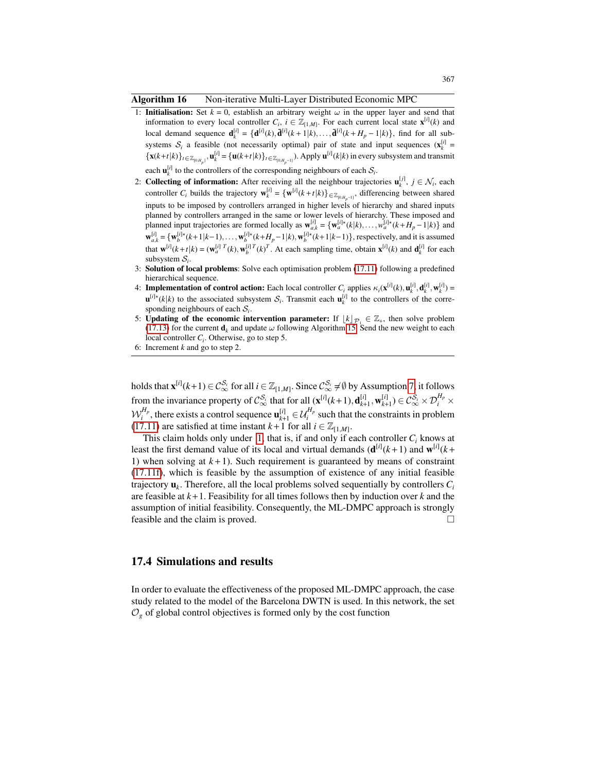**Algorithm 16** Non-iterative Multi-Layer Distributed Economic MPC

1: **Initialisation:** Set $k = 0$, establish an arbitrary weight $\omega$ in the upper layer and send that information to every local controller $C_i$, $i \in \mathbb{Z}_{[1,M]}$. For each current local state $\mathbf{x}^{[i]}(k)$ and local demand sequence $\mathbf{d}_k^{[i]} = \{\mathbf{d}^{[i]}(k), \bar{\mathbf{d}}^{[i]}(k+1|k), \ldots, \bar{\mathbf{d}}^{[i]}(k+H_p-1|k)\}$, find for all subsystems $\mathcal{S}_i$ a feasible (not necessarily optimal) pair of state and input sequences ($\mathbf{x}_k^{[i]} = \{\mathbf{x}(k+t|k)\}_{t\in\mathbb{Z}_{[0,H_p]}}, \mathbf{u}_k^{[i]} = \{\mathbf{u}(k+t|k)\}_{t\in\mathbb{Z}_{[0,H_p-1]}}$). Apply $\mathbf{u}^{[i]}(k|k)$ in every subsystem and transmit each $\mathbf{u}_k^{[i]}$ to the controllers of the corresponding neighbours of each $\mathcal{S}_i$.

2: **Collecting of information:** After receiving all the neighbour trajectories $\mathbf{u}_k^{[j]}$, $j \in \mathcal{N}_i$, each controller $C_i$ builds the trajectory $\mathbf{w}_k^{[i]} = \{\mathbf{w}^{[i]}(k+t|k)\}_{\in\mathbb{Z}_{[0,H_p-1]}}$, differencing between shared inputs to be imposed by controllers arranged in higher levels of hierarchy and shared inputs planned by controllers arranged in the same or lower levels of hierarchy. These imposed and planned input trajectories are formed locally as $\mathbf{w}_{a,k}^{[i]} = \{\mathbf{w}_a^{[i]\star}(k|k), \ldots, w_a^{[i]\star}(k+H_p-1|k)\}$ and $\mathbf{w}_{a,k}^{[i]} = \{\mathbf{w}_b^{[i]\star}(k+1|k-1), \ldots, \mathbf{w}_b^{[i]\star}(k+H_p-1|k), \mathbf{w}_b^{[i]\star}(k+1|k-1)\}$, respectively, and it is assumed that $\mathbf{w}^{[i]}(k+t|k) = (\mathbf{w}_a^{[i]\,T}(k), \mathbf{w}_b^{[i]\,T}(k)^T$. At each sampling time, obtain $\mathbf{x}^{[i]}(k)$ and $\mathbf{d}_k^{[i]}$ for each subsystem $\mathcal{S}_i$.

3: **Solution of local problems**: Solve each optimisation problem (17.11) following a predefined hierarchical sequence.

4: **Implementation of control action:** Each local controller $C_i$ applies $\kappa_i(\mathbf{x}^{[i]}(k), \mathbf{u}_k^{[i]}, \mathbf{d}_k^{[i]}, \mathbf{w}_k^{[i]}) = \mathbf{u}^{[i]\star}(k|k)$ to the associated subsystem $\mathcal{S}_i$. Transmit each $\mathbf{u}_k^{[i]}$ to the controllers of the corresponding neighbours of each $\mathcal{S}_i$.

5: **Updating of the economic intervention parameter:** If $\lfloor k \rfloor_{\mathcal{P}_1} \in \mathbb{Z}_+$, then solve problem (17.13) for the current $\mathbf{d}_k$ and update $\omega$ following Algorithm 15. Send the new weight to each local controller $C_i$. Otherwise, go to step 5.

6: Increment $k$ and go to step 2.

holds that $\mathbf{x}^{[i]}(k+1) \in \mathcal{C}_\infty^{\mathcal{S}_i}$ for all $i \in \mathbb{Z}_{[1,M]}$. Since $\mathcal{C}_\infty^{\mathcal{S}_i} \neq \emptyset$ by Assumption 7, it follows from the invariance property of $\mathcal{C}_\infty^{\mathcal{S}_i}$ that for all $(\mathbf{x}^{[i]}(k+1), \mathbf{d}_{k+1}^{[i]}, \mathbf{w}_{k+1}^{[i]}) \in \mathcal{C}_\infty^{\mathcal{S}_i} \times \mathcal{D}_i^{H_p} \times \mathcal{W}_i^{H_p}$, there exists a control sequence $\mathbf{u}_{k+1}^{[i]} \in \mathcal{U}_i^{H_p}$ such that the constraints in problem (17.11) are satisfied at time instant $k+1$ for all $i \in \mathbb{Z}_{[1,M]}$.

This claim holds only under 1, that is, if and only if each controller $C_i$ knows at least the first demand value of its local and virtual demands ($\mathbf{d}^{[i]}(k+1)$ and $\mathbf{w}^{[i]}(k+1)$ when solving at $k+1$). Such requirement is guaranteed by means of constraint (17.11f), which is feasible by the assumption of existence of any initial feasible trajectory $\mathbf{u}_k$. Therefore, all the local problems solved sequentially by controllers $C_i$ are feasible at $k+1$. Feasibility for all times follows then by induction over $k$ and the assumption of initial feasibility. Consequently, the ML-DMPC approach is strongly feasible and the claim is proved. □

## 17.4 Simulations and results

In order to evaluate the effectiveness of the proposed ML-DMPC approach, the case study related to the model of the Barcelona DWTN is used. In this network, the set $\mathcal{O}_g$ of global control objectives is formed only by the cost function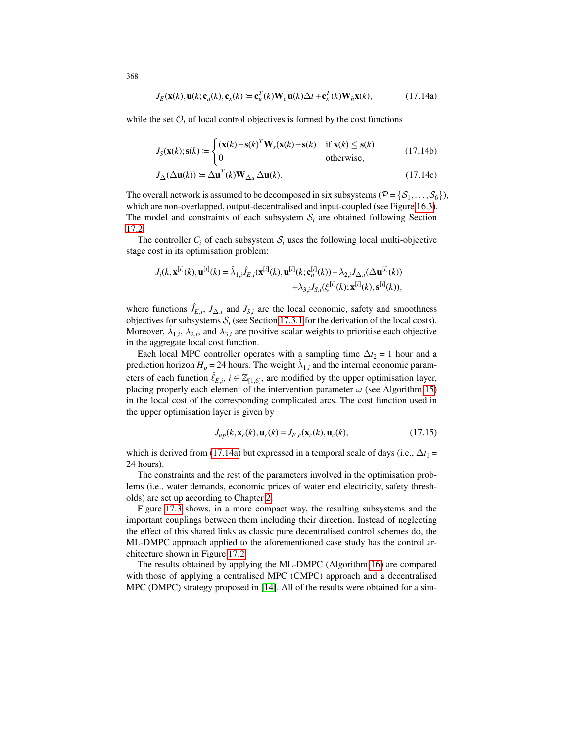$$J_E(\mathbf{x}(k), \mathbf{u}(k; \mathbf{c}_u(k), \mathbf{c}_x(k) := \mathbf{c}_u^T(k)\mathbf{W}_e\,\mathbf{u}(k)\Delta t + \mathbf{c}_x^T(k)\mathbf{W}_h\mathbf{x}(k), \tag{17.14a}$$

while the set $\mathcal{O}_l$ of local control objectives is formed by the cost functions

$$J_S(\mathbf{x}(k); \mathbf{s}(k) := \begin{cases} (\mathbf{x}(k) - \mathbf{s}(k)^T \mathbf{W}_s(\mathbf{x}(k) - \mathbf{s}(k) & \text{if } \mathbf{x}(k) \leq \mathbf{s}(k) \\ 0 & \text{otherwise,} \end{cases} \tag{17.14b}$$

$$J_\Delta(\Delta\mathbf{u}(k)) := \Delta\mathbf{u}^T(k)\mathbf{W}_{\Delta u}\,\Delta\mathbf{u}(k). \tag{17.14c}$$

The overall network is assumed to be decomposed in six subsystems ($\mathcal{P} = \{\mathcal{S}_1, \ldots, \mathcal{S}_6\}$), which are non-overlapped, output-decentralised and input-coupled (see Figure 16.3). The model and constraints of each subsystem $\mathcal{S}_i$ are obtained following Section 17.2.

The controller $C_i$ of each subsystem $\mathcal{S}_i$ uses the following local multi-objective stage cost in its optimisation problem:

$$\begin{aligned} J_i(k, \mathbf{x}^{[i]}(k), \mathbf{u}^{[i]}(k) = \hat{\lambda}_{1,i}\hat{J}_{E,i}(\mathbf{x}^{[i]}(k), \mathbf{u}^{[i]}(k; \mathbf{c}_u^{[i]}(k)) + \lambda_{2,i}J_{\Delta,i}(\Delta\mathbf{u}^{[i]}(k)) \\ + \lambda_{3,i}J_{S,i}(\xi^{[i]}(k); \mathbf{x}^{[i]}(k), \mathbf{s}^{[i]}(k)), \end{aligned}$$

where functions $\hat{J}_{E,i}$, $J_{\Delta,i}$ and $J_{S,i}$ are the local economic, safety and smoothness objectives for subsystems $\mathcal{S}_i$ (see Section 17.3.1 for the derivation of the local costs). Moreover, $\hat{\lambda}_{1,i}$, $\lambda_{2,i}$, and $\lambda_{3,i}$ are positive scalar weights to prioritise each objective in the aggregate local cost function.

Each local MPC controller operates with a sampling time $\Delta t_2 = 1$ hour and a prediction horizon $H_p = 24$ hours. The weight $\hat{\lambda}_{1,i}$ and the internal economic parameters of each function $\hat{\ell}_{E,i}$, $i \in \mathbb{Z}_{[1,6]}$, are modified by the upper optimisation layer, placing properly each element of the intervention parameter $\omega$ (see Algorithm 15) in the local cost of the corresponding complicated arcs. The cost function used in the upper optimisation layer is given by

$$J_{up}(k, \mathbf{x}_c(k), \mathbf{u}_c(k) = J_{E,c}(\mathbf{x}_c(k), \mathbf{u}_c(k), \tag{17.15}$$

which is derived from (17.14a) but expressed in a temporal scale of days (i.e., $\Delta t_1 =$ 24 hours).

The constraints and the rest of the parameters involved in the optimisation problems (i.e., water demands, economic prices of water end electricity, safety thresholds) are set up according to Chapter 2.

Figure 17.3 shows, in a more compact way, the resulting subsystems and the important couplings between them including their direction. Instead of neglecting the effect of this shared links as classic pure decentralised control schemes do, the ML-DMPC approach applied to the aforementioned case study has the control architecture shown in Figure 17.2.

The results obtained by applying the ML-DMPC (Algorithm 16) are compared with those of applying a centralised MPC (CMPC) approach and a decentralised MPC (DMPC) strategy proposed in [14]. All of the results were obtained for a sim-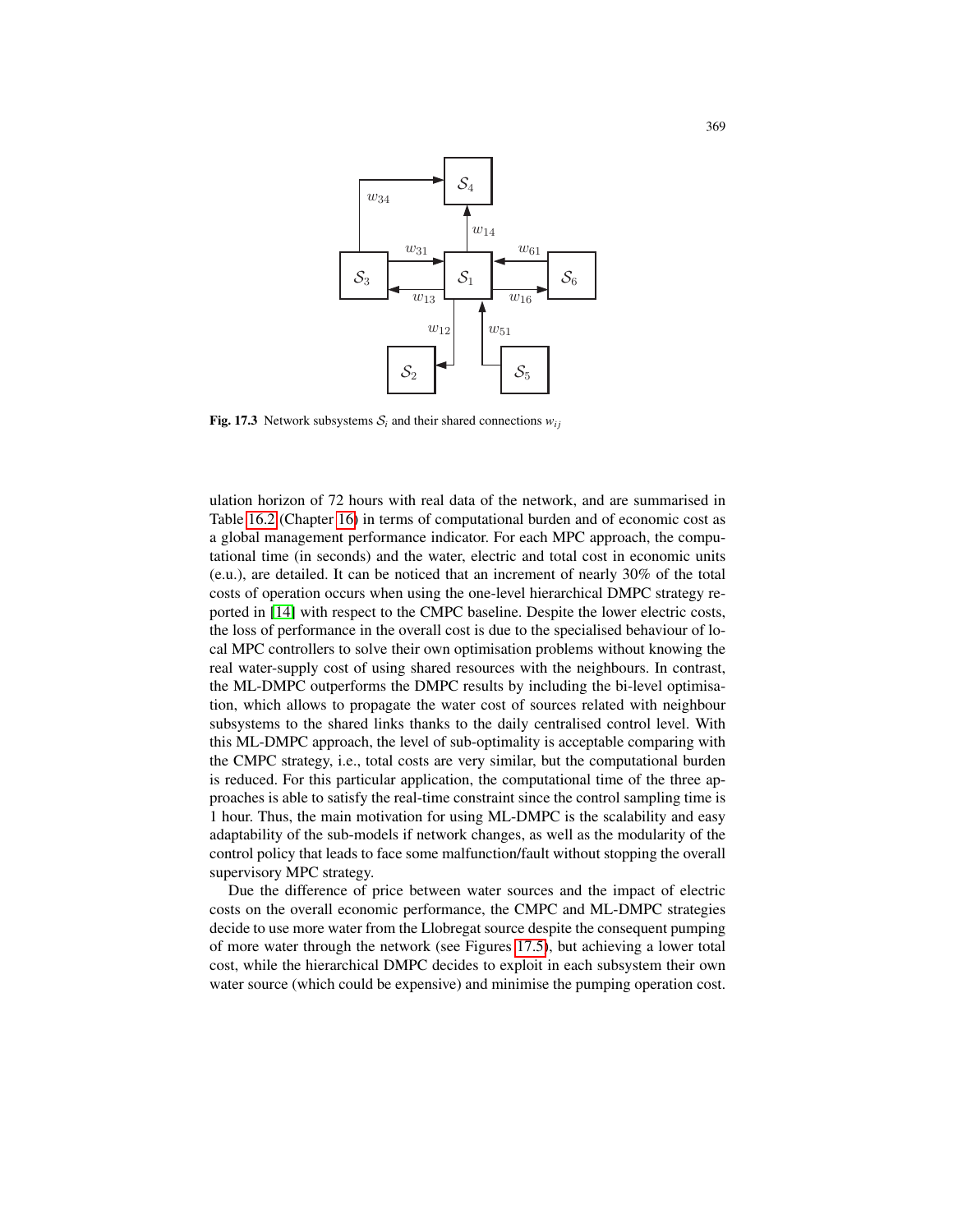Fig. 17.3 Network subsystems $\mathcal{S}_i$ and their shared connections $w_{ij}$

ulation horizon of 72 hours with real data of the network, and are summarised in Table 16.2 (Chapter 16) in terms of computational burden and of economic cost as a global management performance indicator. For each MPC approach, the computational time (in seconds) and the water, electric and total cost in economic units (e.u.), are detailed. It can be noticed that an increment of nearly 30% of the total costs of operation occurs when using the one-level hierarchical DMPC strategy reported in [14] with respect to the CMPC baseline. Despite the lower electric costs, the loss of performance in the overall cost is due to the specialised behaviour of local MPC controllers to solve their own optimisation problems without knowing the real water-supply cost of using shared resources with the neighbours. In contrast, the ML-DMPC outperforms the DMPC results by including the bi-level optimisation, which allows to propagate the water cost of sources related with neighbour subsystems to the shared links thanks to the daily centralised control level. With this ML-DMPC approach, the level of sub-optimality is acceptable comparing with the CMPC strategy, i.e., total costs are very similar, but the computational burden is reduced. For this particular application, the computational time of the three approaches is able to satisfy the real-time constraint since the control sampling time is 1 hour. Thus, the main motivation for using ML-DMPC is the scalability and easy adaptability of the sub-models if network changes, as well as the modularity of the control policy that leads to face some malfunction/fault without stopping the overall supervisory MPC strategy.

Due the difference of price between water sources and the impact of electric costs on the overall economic performance, the CMPC and ML-DMPC strategies decide to use more water from the Llobregat source despite the consequent pumping of more water through the network (see Figures 17.5), but achieving a lower total cost, while the hierarchical DMPC decides to exploit in each subsystem their own water source (which could be expensive) and minimise the pumping operation cost.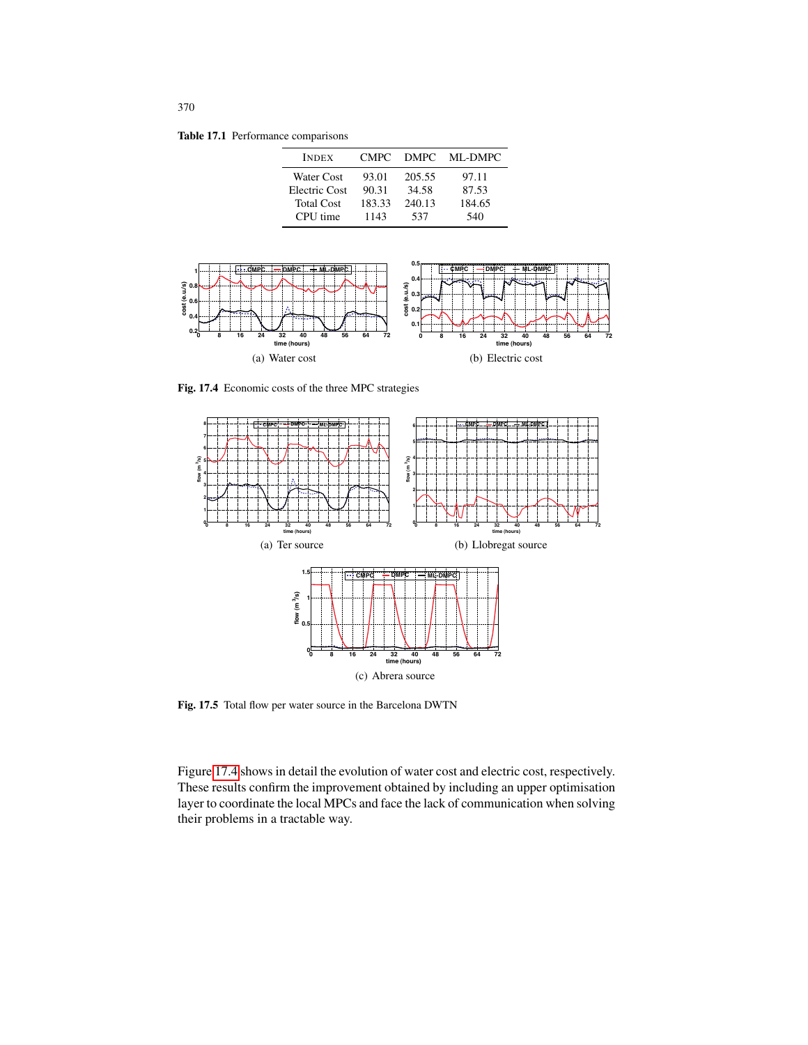**Table 17.1** Performance comparisons

| INDEX | CMPC | DMPC | ML-DMPC |
|---|---|---|---|
| Water Cost | 93.01 | 205.55 | 97.11 |
| Electric Cost | 90.31 | 34.58 | 87.53 |
| Total Cost | 183.33 | 240.13 | 184.65 |
| CPU time | 1143 | 537 | 540 |

(a) Water cost

(b) Electric cost

**Fig. 17.4** Economic costs of the three MPC strategies

(a) Ter source

(b) Llobregat source

(c) Abrera source

**Fig. 17.5** Total flow per water source in the Barcelona DWTN

Figure 17.4 shows in detail the evolution of water cost and electric cost, respectively. These results confirm the improvement obtained by including an upper optimisation layer to coordinate the local MPCs and face the lack of communication when solving their problems in a tractable way.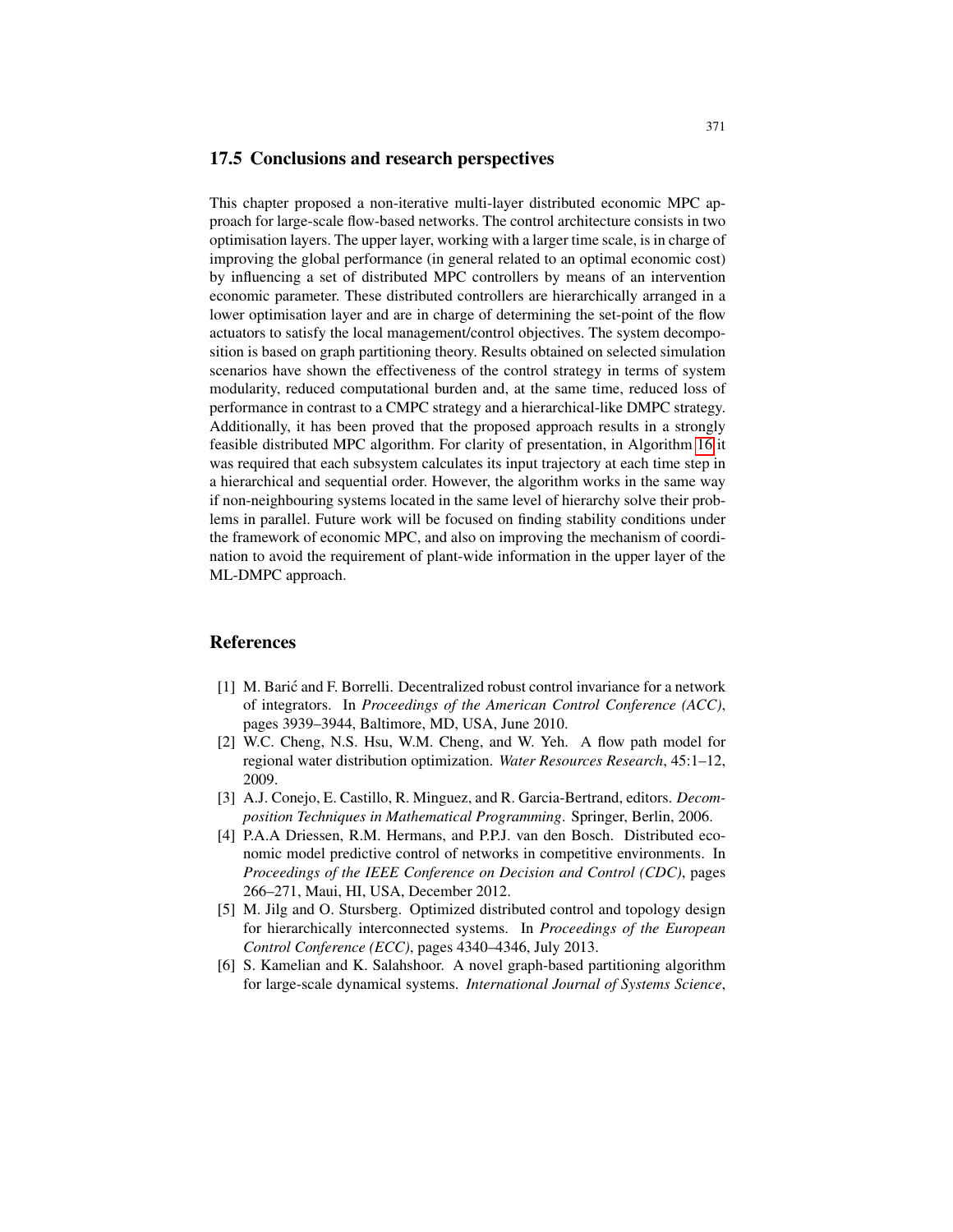## 17.5 Conclusions and research perspectives

This chapter proposed a non-iterative multi-layer distributed economic MPC approach for large-scale flow-based networks. The control architecture consists in two optimisation layers. The upper layer, working with a larger time scale, is in charge of improving the global performance (in general related to an optimal economic cost) by influencing a set of distributed MPC controllers by means of an intervention economic parameter. These distributed controllers are hierarchically arranged in a lower optimisation layer and are in charge of determining the set-point of the flow actuators to satisfy the local management/control objectives. The system decomposition is based on graph partitioning theory. Results obtained on selected simulation scenarios have shown the effectiveness of the control strategy in terms of system modularity, reduced computational burden and, at the same time, reduced loss of performance in contrast to a CMPC strategy and a hierarchical-like DMPC strategy. Additionally, it has been proved that the proposed approach results in a strongly feasible distributed MPC algorithm. For clarity of presentation, in Algorithm 16 it was required that each subsystem calculates its input trajectory at each time step in a hierarchical and sequential order. However, the algorithm works in the same way if non-neighbouring systems located in the same level of hierarchy solve their problems in parallel. Future work will be focused on finding stability conditions under the framework of economic MPC, and also on improving the mechanism of coordination to avoid the requirement of plant-wide information in the upper layer of the ML-DMPC approach.

## References

[1] M. Barić and F. Borrelli. Decentralized robust control invariance for a network of integrators. In *Proceedings of the American Control Conference (ACC)*, pages 3939–3944, Baltimore, MD, USA, June 2010.

[2] W.C. Cheng, N.S. Hsu, W.M. Cheng, and W. Yeh. A flow path model for regional water distribution optimization. *Water Resources Research*, 45:1–12, 2009.

[3] A.J. Conejo, E. Castillo, R. Minguez, and R. Garcia-Bertrand, editors. *Decomposition Techniques in Mathematical Programming*. Springer, Berlin, 2006.

[4] P.A.A Driessen, R.M. Hermans, and P.P.J. van den Bosch. Distributed economic model predictive control of networks in competitive environments. In *Proceedings of the IEEE Conference on Decision and Control (CDC)*, pages 266–271, Maui, HI, USA, December 2012.

[5] M. Jilg and O. Stursberg. Optimized distributed control and topology design for hierarchically interconnected systems. In *Proceedings of the European Control Conference (ECC)*, pages 4340–4346, July 2013.

[6] S. Kamelian and K. Salahshoor. A novel graph-based partitioning algorithm for large-scale dynamical systems. *International Journal of Systems Science*,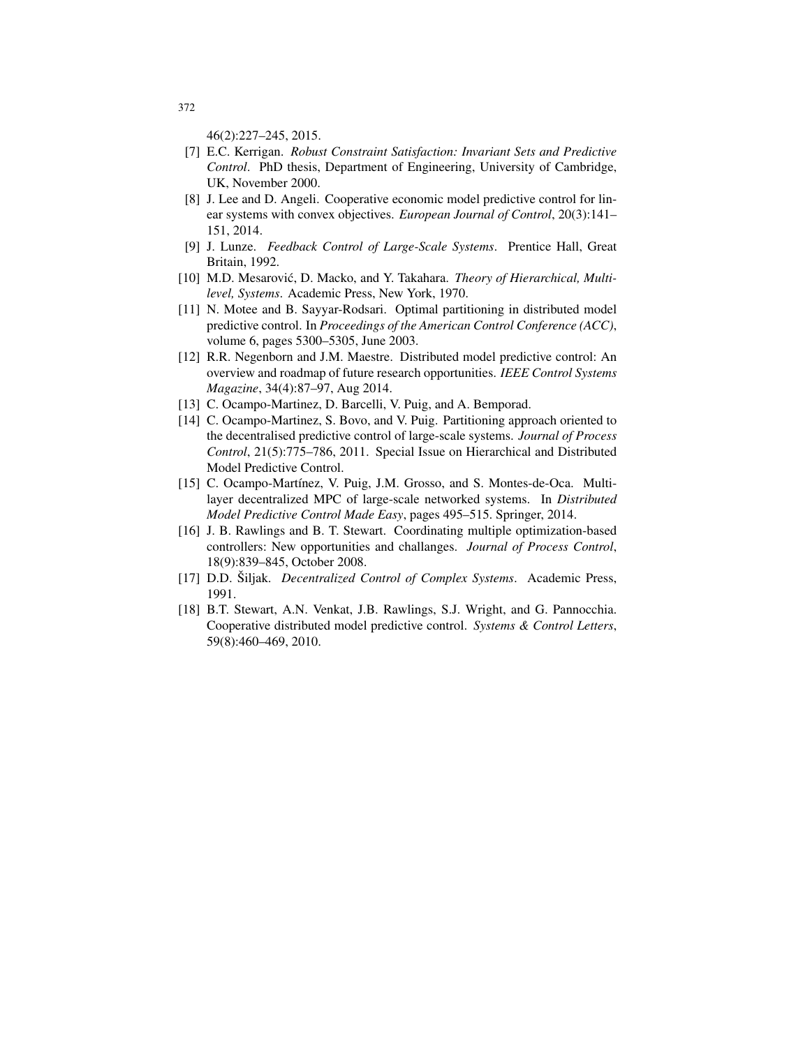46(2):227–245, 2015.

[7] E.C. Kerrigan. *Robust Constraint Satisfaction: Invariant Sets and Predictive Control*. PhD thesis, Department of Engineering, University of Cambridge, UK, November 2000.

[8] J. Lee and D. Angeli. Cooperative economic model predictive control for linear systems with convex objectives. *European Journal of Control*, 20(3):141–151, 2014.

[9] J. Lunze. *Feedback Control of Large-Scale Systems*. Prentice Hall, Great Britain, 1992.

[10] M.D. Mesarović, D. Macko, and Y. Takahara. *Theory of Hierarchical, Multilevel, Systems*. Academic Press, New York, 1970.

[11] N. Motee and B. Sayyar-Rodsari. Optimal partitioning in distributed model predictive control. In *Proceedings of the American Control Conference (ACC)*, volume 6, pages 5300–5305, June 2003.

[12] R.R. Negenborn and J.M. Maestre. Distributed model predictive control: An overview and roadmap of future research opportunities. *IEEE Control Systems Magazine*, 34(4):87–97, Aug 2014.

[13] C. Ocampo-Martinez, D. Barcelli, V. Puig, and A. Bemporad.

[14] C. Ocampo-Martinez, S. Bovo, and V. Puig. Partitioning approach oriented to the decentralised predictive control of large-scale systems. *Journal of Process Control*, 21(5):775–786, 2011. Special Issue on Hierarchical and Distributed Model Predictive Control.

[15] C. Ocampo-Martínez, V. Puig, J.M. Grosso, and S. Montes-de-Oca. Multi-layer decentralized MPC of large-scale networked systems. In *Distributed Model Predictive Control Made Easy*, pages 495–515. Springer, 2014.

[16] J. B. Rawlings and B. T. Stewart. Coordinating multiple optimization-based controllers: New opportunities and challanges. *Journal of Process Control*, 18(9):839–845, October 2008.

[17] D.D. Šiljak. *Decentralized Control of Complex Systems*. Academic Press, 1991.

[18] B.T. Stewart, A.N. Venkat, J.B. Rawlings, S.J. Wright, and G. Pannocchia. Cooperative distributed model predictive control. *Systems & Control Letters*, 59(8):460–469, 2010.